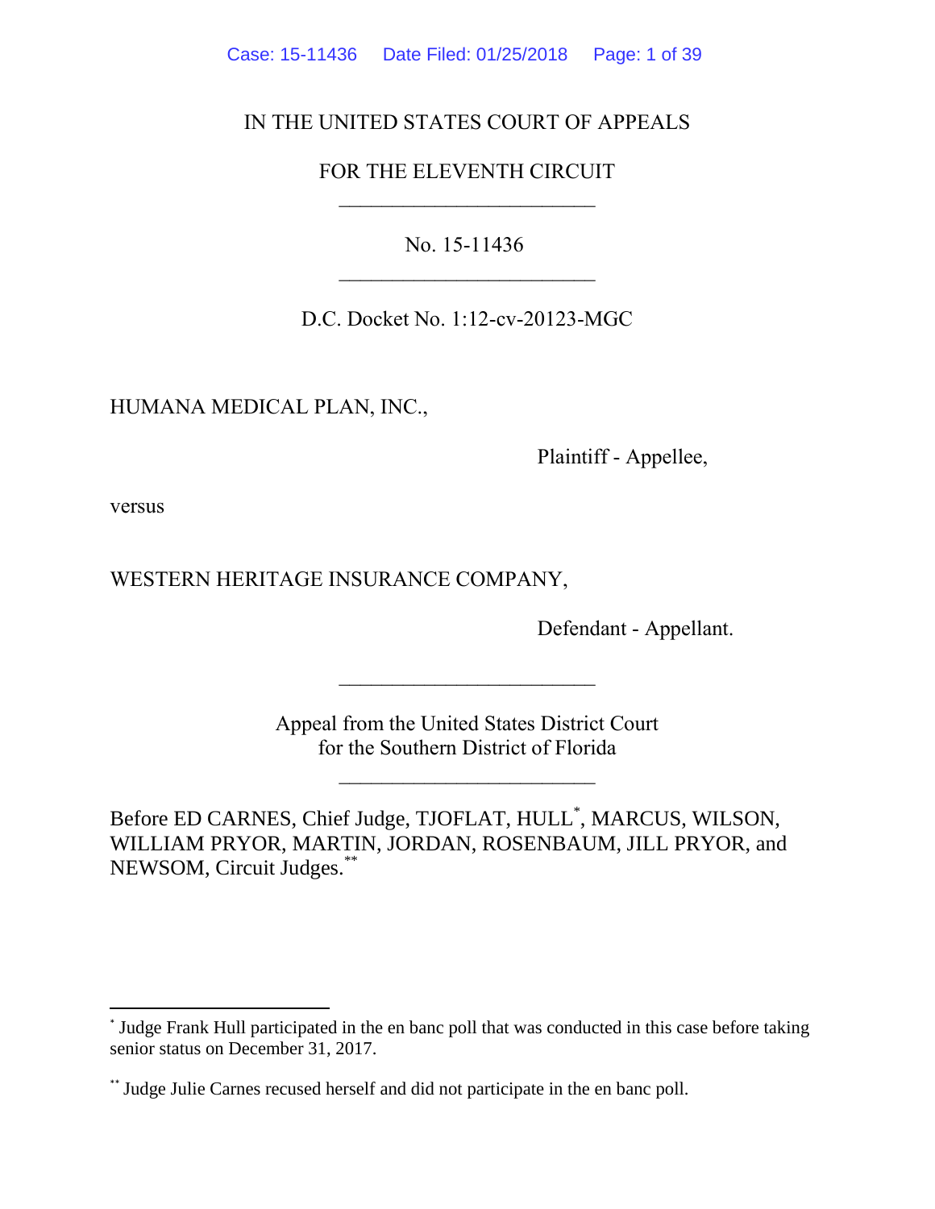IN THE UNITED STATES COURT OF APPEALS

FOR THE ELEVENTH CIRCUIT

________________________

No. 15-11436

________________________

D.C. Docket No. 1:12-cv-20123-MGC

HUMANA MEDICAL PLAN, INC.,

Plaintiff - Appellee,

versus

WESTERN HERITAGE INSURANCE COMPANY,

Defendant - Appellant.

________________________

Appeal from the United States District Court
for the Southern District of Florida

________________________

Before ED CARNES, Chief Judge, TJOFLAT, HULL[*], MARCUS, WILSON, WILLIAM PRYOR, MARTIN, JORDAN, ROSENBAUM, JILL PRYOR, and NEWSOM, Circuit Judges.[**]

---

[*] Judge Frank Hull participated in the en banc poll that was conducted in this case before taking senior status on December 31, 2017.

[**] Judge Julie Carnes recused herself and did not participate in the en banc poll.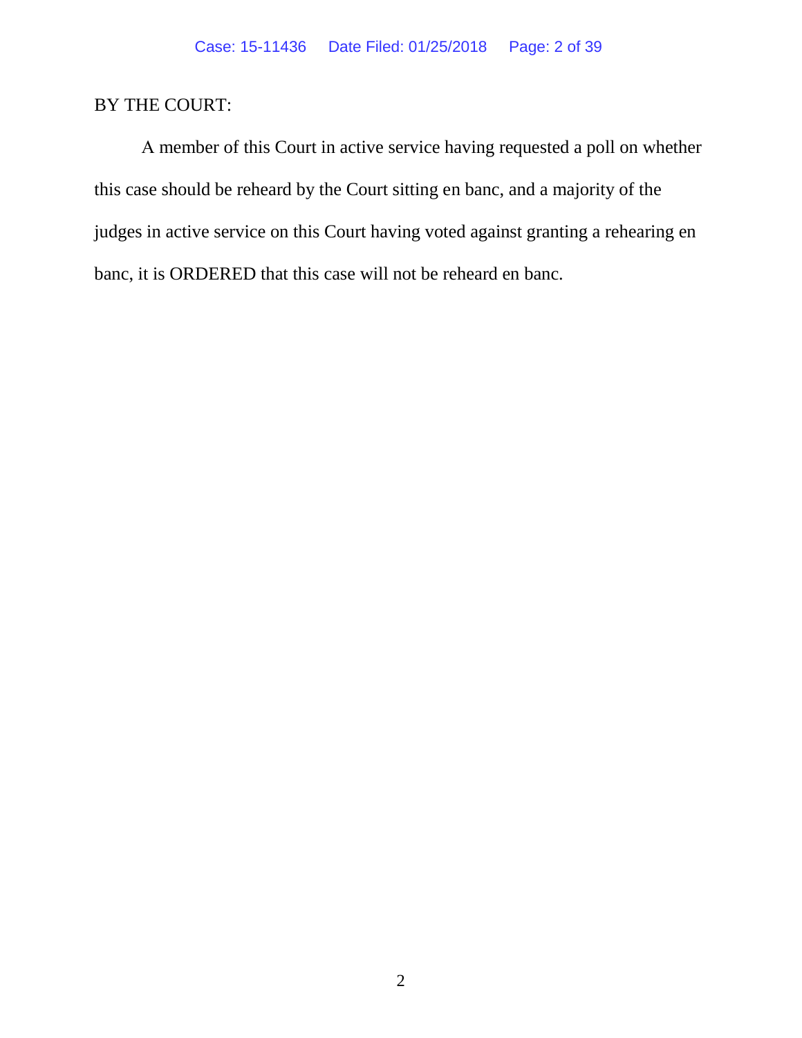BY THE COURT:

A member of this Court in active service having requested a poll on whether this case should be reheard by the Court sitting en banc, and a majority of the judges in active service on this Court having voted against granting a rehearing en banc, it is ORDERED that this case will not be reheard en banc.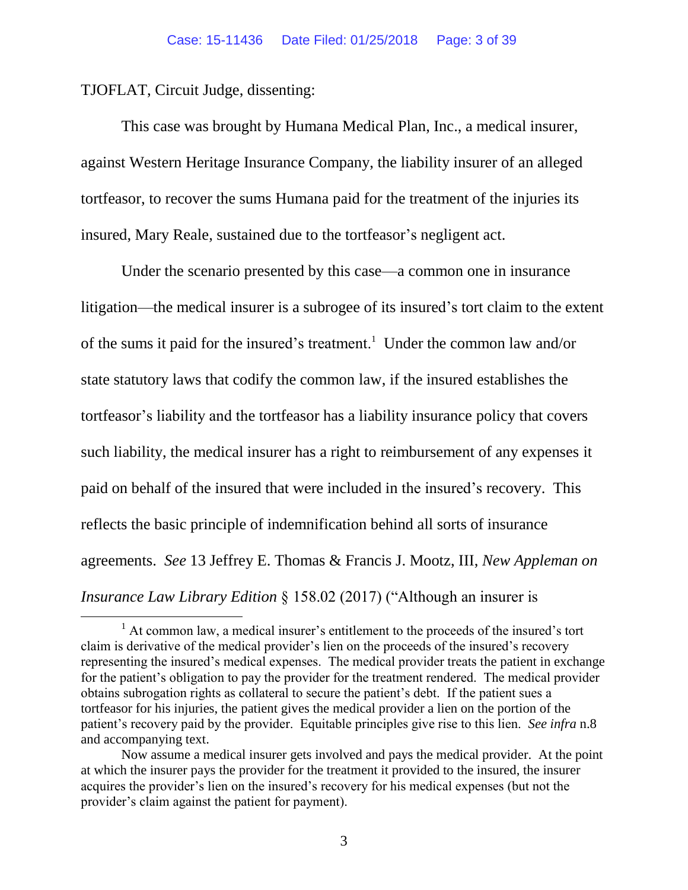TJOFLAT, Circuit Judge, dissenting:

This case was brought by Humana Medical Plan, Inc., a medical insurer, against Western Heritage Insurance Company, the liability insurer of an alleged tortfeasor, to recover the sums Humana paid for the treatment of the injuries its insured, Mary Reale, sustained due to the tortfeasor's negligent act.

Under the scenario presented by this case—a common one in insurance litigation—the medical insurer is a subrogee of its insured's tort claim to the extent of the sums it paid for the insured's treatment.[1] Under the common law and/or state statutory laws that codify the common law, if the insured establishes the tortfeasor's liability and the tortfeasor has a liability insurance policy that covers such liability, the medical insurer has a right to reimbursement of any expenses it paid on behalf of the insured that were included in the insured's recovery. This reflects the basic principle of indemnification behind all sorts of insurance agreements. *See* 13 Jeffrey E. Thomas & Francis J. Mootz, III, *New Appleman on Insurance Law Library Edition* § 158.02 (2017) ("Although an insurer is

---

[1] At common law, a medical insurer's entitlement to the proceeds of the insured's tort claim is derivative of the medical provider's lien on the proceeds of the insured's recovery representing the insured's medical expenses. The medical provider treats the patient in exchange for the patient's obligation to pay the provider for the treatment rendered. The medical provider obtains subrogation rights as collateral to secure the patient's debt. If the patient sues a tortfeasor for his injuries, the patient gives the medical provider a lien on the portion of the patient's recovery paid by the provider. Equitable principles give rise to this lien. *See infra* n.8 and accompanying text.

Now assume a medical insurer gets involved and pays the medical provider. At the point at which the insurer pays the provider for the treatment it provided to the insured, the insurer acquires the provider's lien on the insured's recovery for his medical expenses (but not the provider's claim against the patient for payment).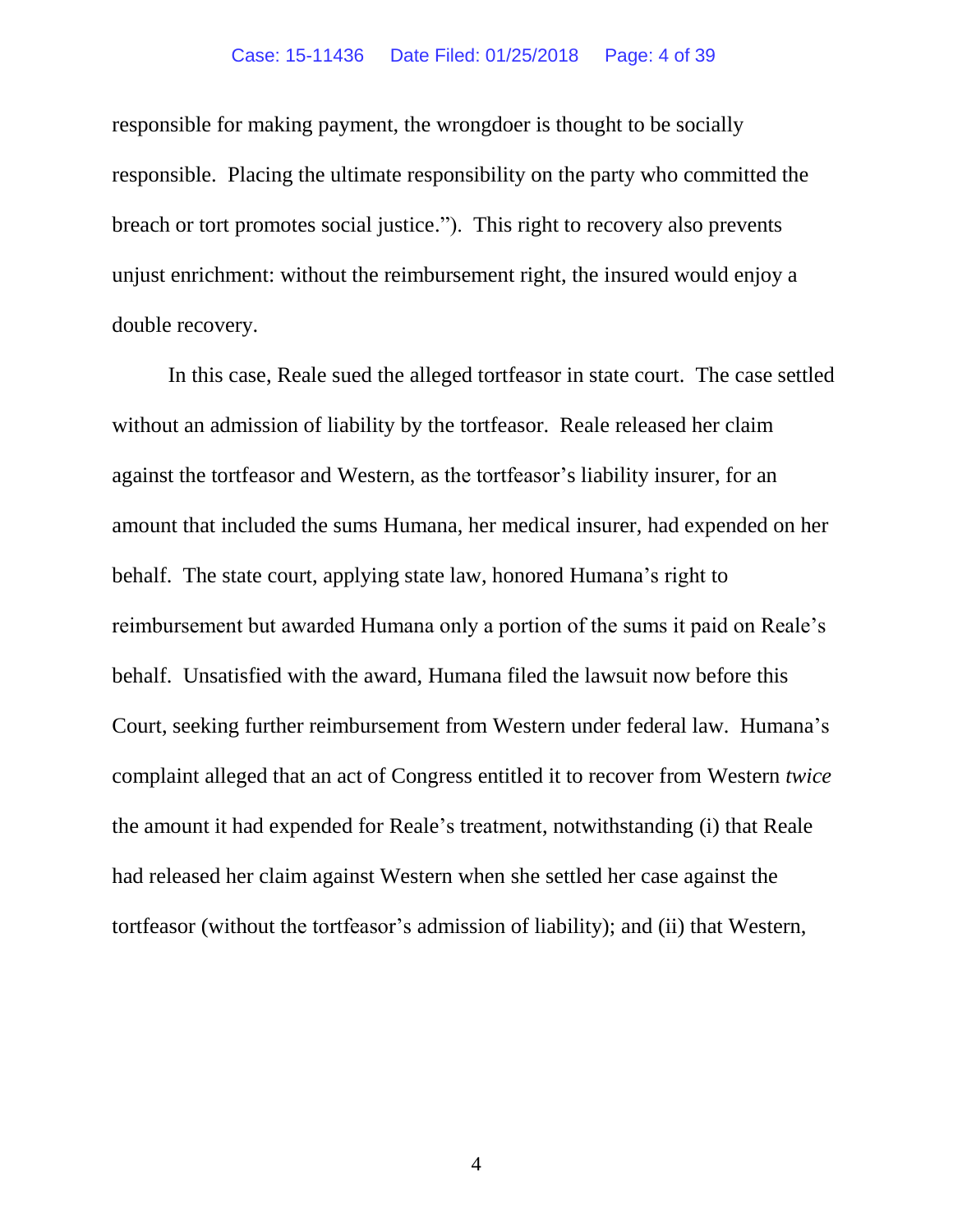responsible for making payment, the wrongdoer is thought to be socially responsible. Placing the ultimate responsibility on the party who committed the breach or tort promotes social justice."). This right to recovery also prevents unjust enrichment: without the reimbursement right, the insured would enjoy a double recovery.

In this case, Reale sued the alleged tortfeasor in state court. The case settled without an admission of liability by the tortfeasor. Reale released her claim against the tortfeasor and Western, as the tortfeasor's liability insurer, for an amount that included the sums Humana, her medical insurer, had expended on her behalf. The state court, applying state law, honored Humana's right to reimbursement but awarded Humana only a portion of the sums it paid on Reale's behalf. Unsatisfied with the award, Humana filed the lawsuit now before this Court, seeking further reimbursement from Western under federal law. Humana's complaint alleged that an act of Congress entitled it to recover from Western *twice* the amount it had expended for Reale's treatment, notwithstanding (i) that Reale had released her claim against Western when she settled her case against the tortfeasor (without the tortfeasor's admission of liability); and (ii) that Western,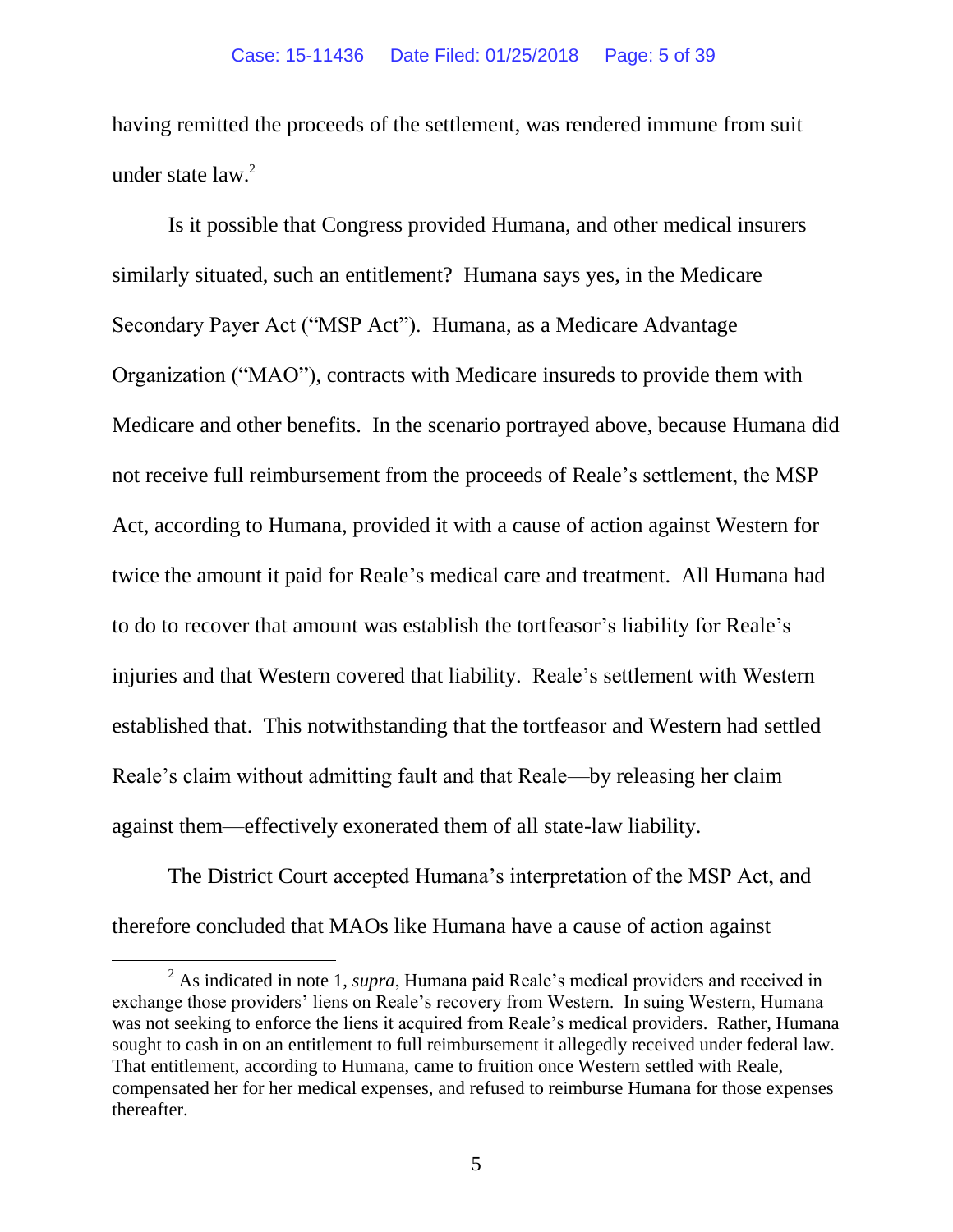having remitted the proceeds of the settlement, was rendered immune from suit under state law.[2]

Is it possible that Congress provided Humana, and other medical insurers similarly situated, such an entitlement? Humana says yes, in the Medicare Secondary Payer Act ("MSP Act"). Humana, as a Medicare Advantage Organization ("MAO"), contracts with Medicare insureds to provide them with Medicare and other benefits. In the scenario portrayed above, because Humana did not receive full reimbursement from the proceeds of Reale's settlement, the MSP Act, according to Humana, provided it with a cause of action against Western for twice the amount it paid for Reale's medical care and treatment. All Humana had to do to recover that amount was establish the tortfeasor's liability for Reale's injuries and that Western covered that liability. Reale's settlement with Western established that. This notwithstanding that the tortfeasor and Western had settled Reale's claim without admitting fault and that Reale—by releasing her claim against them—effectively exonerated them of all state-law liability.

The District Court accepted Humana's interpretation of the MSP Act, and therefore concluded that MAOs like Humana have a cause of action against

[2] As indicated in note 1, *supra*, Humana paid Reale's medical providers and received in exchange those providers' liens on Reale's recovery from Western. In suing Western, Humana was not seeking to enforce the liens it acquired from Reale's medical providers. Rather, Humana sought to cash in on an entitlement to full reimbursement it allegedly received under federal law. That entitlement, according to Humana, came to fruition once Western settled with Reale, compensated her for her medical expenses, and refused to reimburse Humana for those expenses thereafter.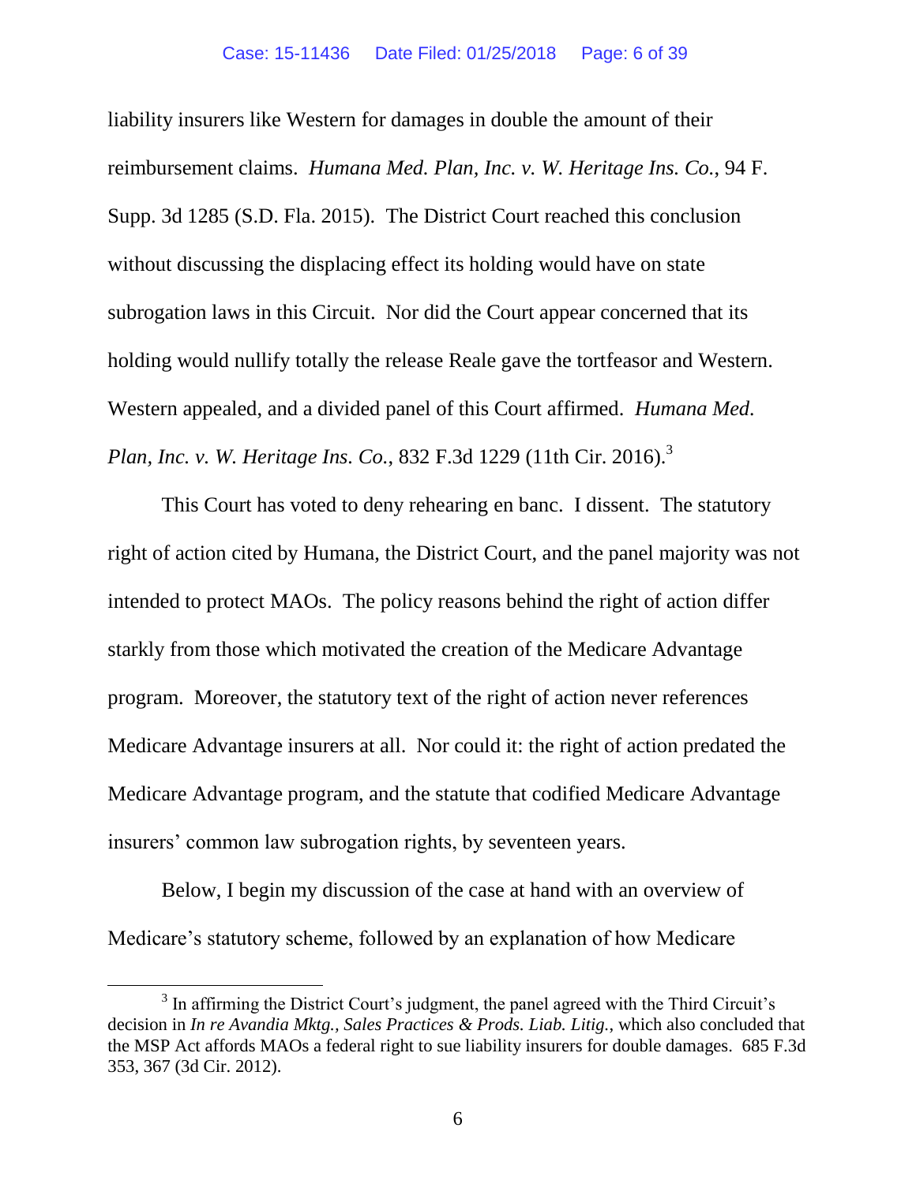liability insurers like Western for damages in double the amount of their reimbursement claims. *Humana Med. Plan, Inc. v. W. Heritage Ins. Co.*, 94 F. Supp. 3d 1285 (S.D. Fla. 2015). The District Court reached this conclusion without discussing the displacing effect its holding would have on state subrogation laws in this Circuit. Nor did the Court appear concerned that its holding would nullify totally the release Reale gave the tortfeasor and Western. Western appealed, and a divided panel of this Court affirmed. *Humana Med. Plan, Inc. v. W. Heritage Ins. Co.*, 832 F.3d 1229 (11th Cir. 2016).[3]

This Court has voted to deny rehearing en banc. I dissent. The statutory right of action cited by Humana, the District Court, and the panel majority was not intended to protect MAOs. The policy reasons behind the right of action differ starkly from those which motivated the creation of the Medicare Advantage program. Moreover, the statutory text of the right of action never references Medicare Advantage insurers at all. Nor could it: the right of action predated the Medicare Advantage program, and the statute that codified Medicare Advantage insurers' common law subrogation rights, by seventeen years.

Below, I begin my discussion of the case at hand with an overview of Medicare's statutory scheme, followed by an explanation of how Medicare

[3] In affirming the District Court's judgment, the panel agreed with the Third Circuit's decision in *In re Avandia Mktg., Sales Practices & Prods. Liab. Litig.*, which also concluded that the MSP Act affords MAOs a federal right to sue liability insurers for double damages. 685 F.3d 353, 367 (3d Cir. 2012).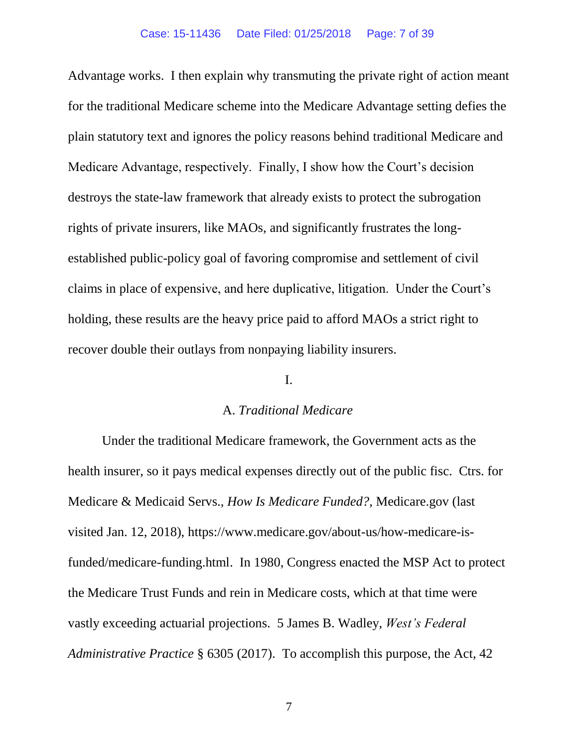Advantage works. I then explain why transmuting the private right of action meant for the traditional Medicare scheme into the Medicare Advantage setting defies the plain statutory text and ignores the policy reasons behind traditional Medicare and Medicare Advantage, respectively. Finally, I show how the Court's decision destroys the state-law framework that already exists to protect the subrogation rights of private insurers, like MAOs, and significantly frustrates the long-established public-policy goal of favoring compromise and settlement of civil claims in place of expensive, and here duplicative, litigation. Under the Court's holding, these results are the heavy price paid to afford MAOs a strict right to recover double their outlays from nonpaying liability insurers.

## I.

### A. *Traditional Medicare*

Under the traditional Medicare framework, the Government acts as the health insurer, so it pays medical expenses directly out of the public fisc. Ctrs. for Medicare & Medicaid Servs., *How Is Medicare Funded?*, Medicare.gov (last visited Jan. 12, 2018), https://www.medicare.gov/about-us/how-medicare-is-funded/medicare-funding.html. In 1980, Congress enacted the MSP Act to protect the Medicare Trust Funds and rein in Medicare costs, which at that time were vastly exceeding actuarial projections. 5 James B. Wadley, *West's Federal Administrative Practice* § 6305 (2017). To accomplish this purpose, the Act, 42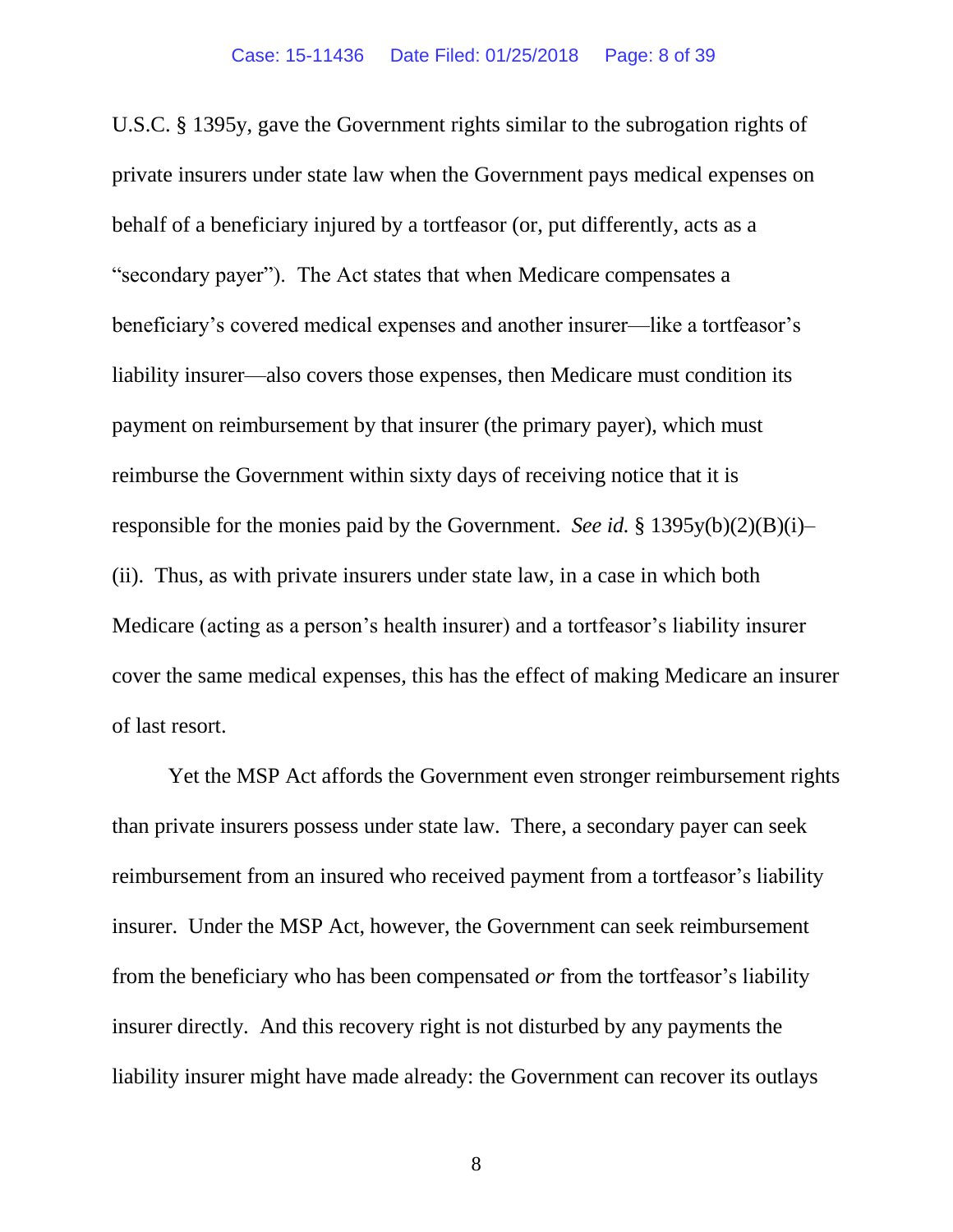U.S.C. § 1395y, gave the Government rights similar to the subrogation rights of private insurers under state law when the Government pays medical expenses on behalf of a beneficiary injured by a tortfeasor (or, put differently, acts as a "secondary payer"). The Act states that when Medicare compensates a beneficiary's covered medical expenses and another insurer—like a tortfeasor's liability insurer—also covers those expenses, then Medicare must condition its payment on reimbursement by that insurer (the primary payer), which must reimburse the Government within sixty days of receiving notice that it is responsible for the monies paid by the Government. *See id.* § 1395y(b)(2)(B)(i)–(ii). Thus, as with private insurers under state law, in a case in which both Medicare (acting as a person's health insurer) and a tortfeasor's liability insurer cover the same medical expenses, this has the effect of making Medicare an insurer of last resort.

Yet the MSP Act affords the Government even stronger reimbursement rights than private insurers possess under state law. There, a secondary payer can seek reimbursement from an insured who received payment from a tortfeasor's liability insurer. Under the MSP Act, however, the Government can seek reimbursement from the beneficiary who has been compensated *or* from the tortfeasor's liability insurer directly. And this recovery right is not disturbed by any payments the liability insurer might have made already: the Government can recover its outlays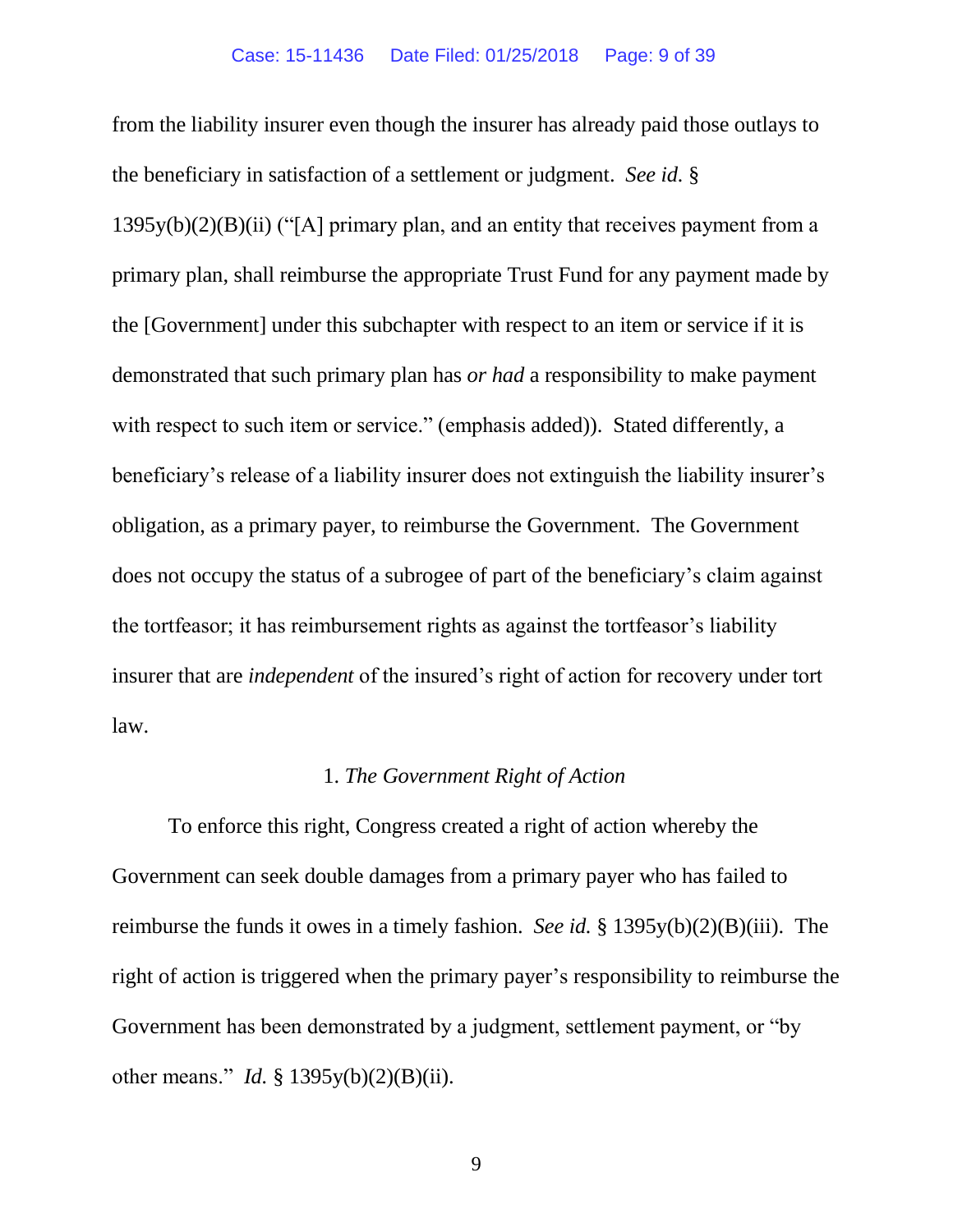from the liability insurer even though the insurer has already paid those outlays to the beneficiary in satisfaction of a settlement or judgment. *See id.* § 1395y(b)(2)(B)(ii) ("[A] primary plan, and an entity that receives payment from a primary plan, shall reimburse the appropriate Trust Fund for any payment made by the [Government] under this subchapter with respect to an item or service if it is demonstrated that such primary plan has *or had* a responsibility to make payment with respect to such item or service." (emphasis added)). Stated differently, a beneficiary's release of a liability insurer does not extinguish the liability insurer's obligation, as a primary payer, to reimburse the Government. The Government does not occupy the status of a subrogee of part of the beneficiary's claim against the tortfeasor; it has reimbursement rights as against the tortfeasor's liability insurer that are *independent* of the insured's right of action for recovery under tort law.

### 1. *The Government Right of Action*

To enforce this right, Congress created a right of action whereby the Government can seek double damages from a primary payer who has failed to reimburse the funds it owes in a timely fashion. *See id.* § 1395y(b)(2)(B)(iii). The right of action is triggered when the primary payer's responsibility to reimburse the Government has been demonstrated by a judgment, settlement payment, or "by other means." *Id.* § 1395y(b)(2)(B)(ii).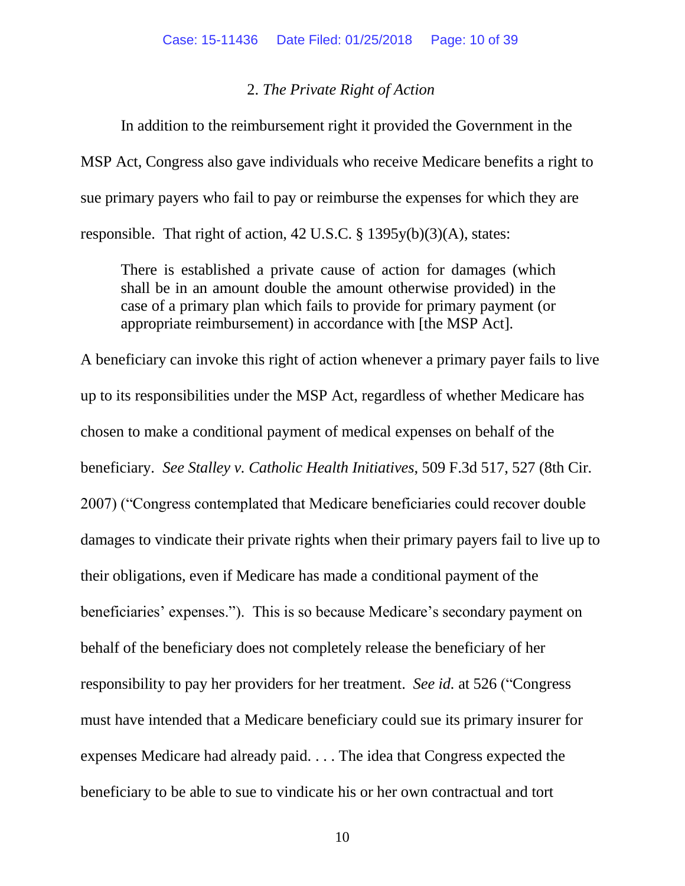### 2. *The Private Right of Action*

In addition to the reimbursement right it provided the Government in the MSP Act, Congress also gave individuals who receive Medicare benefits a right to sue primary payers who fail to pay or reimburse the expenses for which they are responsible. That right of action, 42 U.S.C. § 1395y(b)(3)(A), states:

> There is established a private cause of action for damages (which shall be in an amount double the amount otherwise provided) in the case of a primary plan which fails to provide for primary payment (or appropriate reimbursement) in accordance with [the MSP Act].

A beneficiary can invoke this right of action whenever a primary payer fails to live up to its responsibilities under the MSP Act, regardless of whether Medicare has chosen to make a conditional payment of medical expenses on behalf of the beneficiary. *See Stalley v. Catholic Health Initiatives*, 509 F.3d 517, 527 (8th Cir. 2007) ("Congress contemplated that Medicare beneficiaries could recover double damages to vindicate their private rights when their primary payers fail to live up to their obligations, even if Medicare has made a conditional payment of the beneficiaries' expenses."). This is so because Medicare's secondary payment on behalf of the beneficiary does not completely release the beneficiary of her responsibility to pay her providers for her treatment. *See id.* at 526 ("Congress must have intended that a Medicare beneficiary could sue its primary insurer for expenses Medicare had already paid. . . . The idea that Congress expected the beneficiary to be able to sue to vindicate his or her own contractual and tort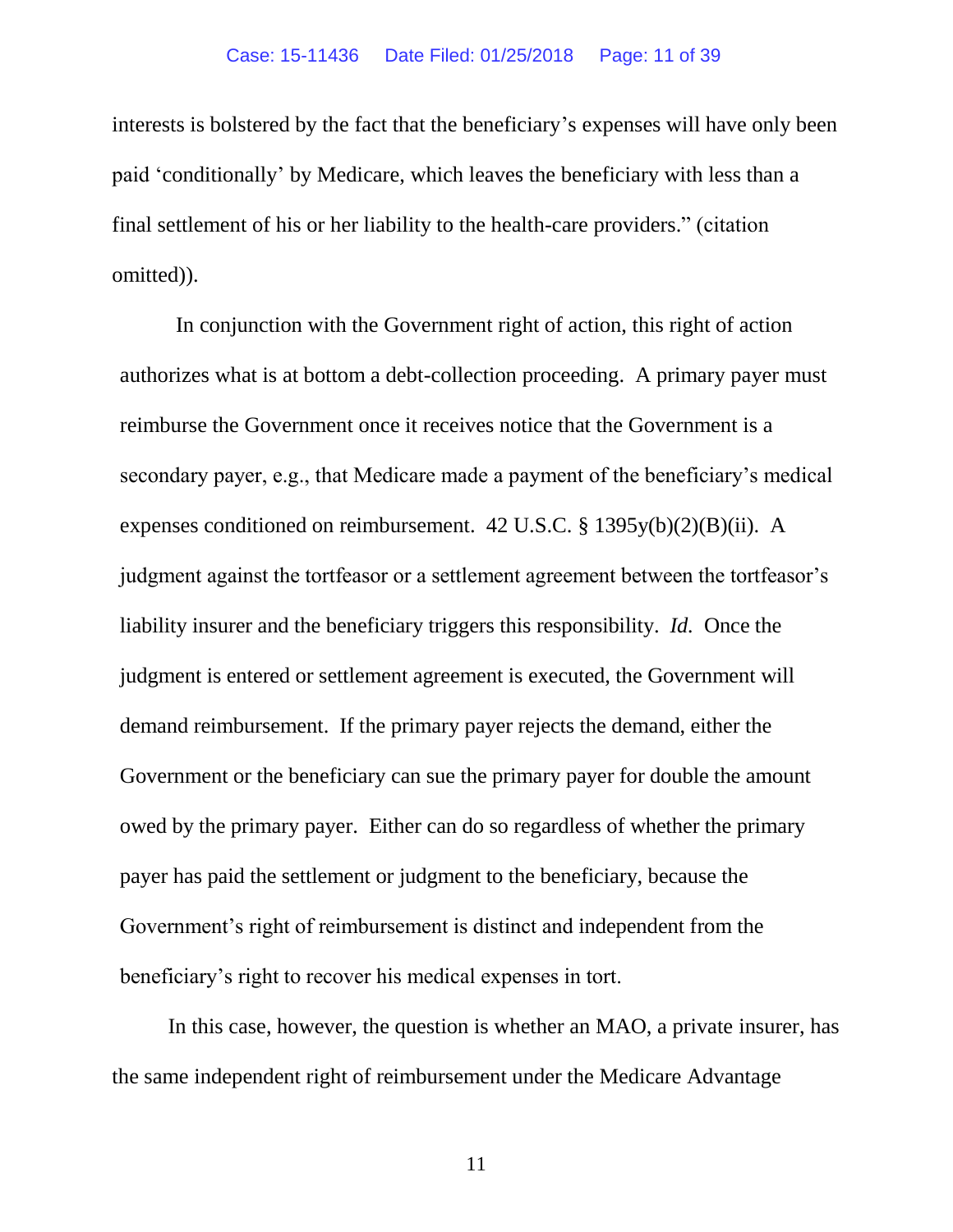interests is bolstered by the fact that the beneficiary's expenses will have only been paid 'conditionally' by Medicare, which leaves the beneficiary with less than a final settlement of his or her liability to the health-care providers." (citation omitted)).

In conjunction with the Government right of action, this right of action authorizes what is at bottom a debt-collection proceeding. A primary payer must reimburse the Government once it receives notice that the Government is a secondary payer, e.g., that Medicare made a payment of the beneficiary's medical expenses conditioned on reimbursement. 42 U.S.C. § 1395y(b)(2)(B)(ii). A judgment against the tortfeasor or a settlement agreement between the tortfeasor's liability insurer and the beneficiary triggers this responsibility. *Id.* Once the judgment is entered or settlement agreement is executed, the Government will demand reimbursement. If the primary payer rejects the demand, either the Government or the beneficiary can sue the primary payer for double the amount owed by the primary payer. Either can do so regardless of whether the primary payer has paid the settlement or judgment to the beneficiary, because the Government's right of reimbursement is distinct and independent from the beneficiary's right to recover his medical expenses in tort.

In this case, however, the question is whether an MAO, a private insurer, has the same independent right of reimbursement under the Medicare Advantage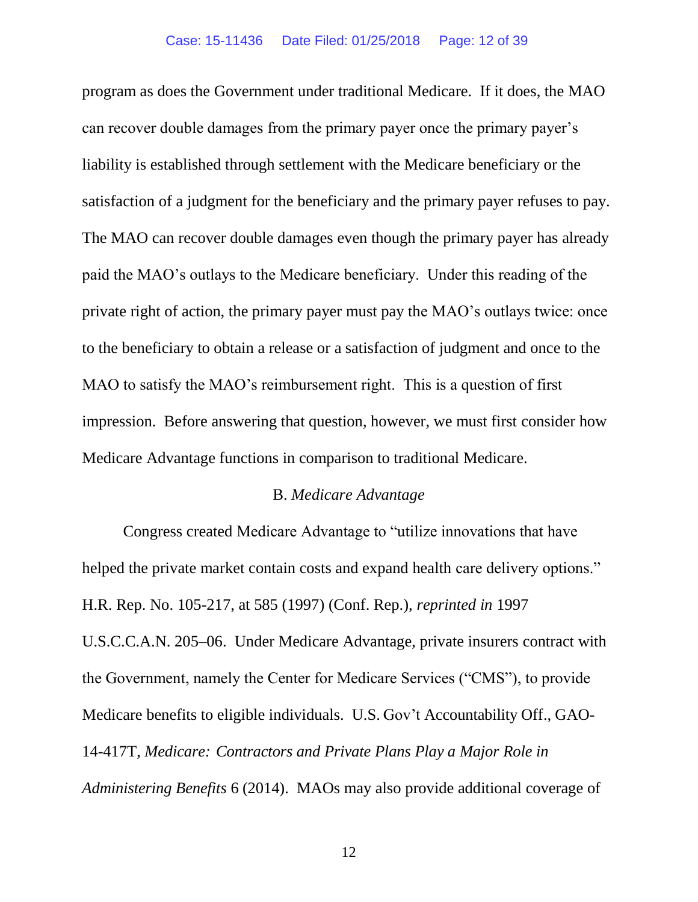program as does the Government under traditional Medicare. If it does, the MAO can recover double damages from the primary payer once the primary payer's liability is established through settlement with the Medicare beneficiary or the satisfaction of a judgment for the beneficiary and the primary payer refuses to pay. The MAO can recover double damages even though the primary payer has already paid the MAO's outlays to the Medicare beneficiary. Under this reading of the private right of action, the primary payer must pay the MAO's outlays twice: once to the beneficiary to obtain a release or a satisfaction of judgment and once to the MAO to satisfy the MAO's reimbursement right. This is a question of first impression. Before answering that question, however, we must first consider how Medicare Advantage functions in comparison to traditional Medicare.

B. *Medicare Advantage*

Congress created Medicare Advantage to "utilize innovations that have helped the private market contain costs and expand health care delivery options." H.R. Rep. No. 105-217, at 585 (1997) (Conf. Rep.), *reprinted in* 1997 U.S.C.C.A.N. 205–06. Under Medicare Advantage, private insurers contract with the Government, namely the Center for Medicare Services ("CMS"), to provide Medicare benefits to eligible individuals. U.S. Gov't Accountability Off., GAO-14-417T, *Medicare: Contractors and Private Plans Play a Major Role in Administering Benefits* 6 (2014). MAOs may also provide additional coverage of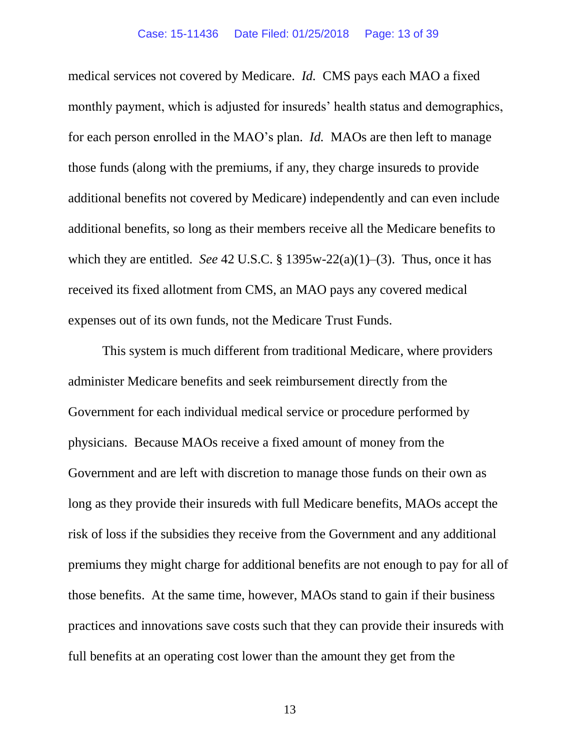medical services not covered by Medicare. *Id.* CMS pays each MAO a fixed monthly payment, which is adjusted for insureds' health status and demographics, for each person enrolled in the MAO's plan. *Id.* MAOs are then left to manage those funds (along with the premiums, if any, they charge insureds to provide additional benefits not covered by Medicare) independently and can even include additional benefits, so long as their members receive all the Medicare benefits to which they are entitled. *See* 42 U.S.C. § 1395w-22(a)(1)–(3). Thus, once it has received its fixed allotment from CMS, an MAO pays any covered medical expenses out of its own funds, not the Medicare Trust Funds.

This system is much different from traditional Medicare, where providers administer Medicare benefits and seek reimbursement directly from the Government for each individual medical service or procedure performed by physicians. Because MAOs receive a fixed amount of money from the Government and are left with discretion to manage those funds on their own as long as they provide their insureds with full Medicare benefits, MAOs accept the risk of loss if the subsidies they receive from the Government and any additional premiums they might charge for additional benefits are not enough to pay for all of those benefits. At the same time, however, MAOs stand to gain if their business practices and innovations save costs such that they can provide their insureds with full benefits at an operating cost lower than the amount they get from the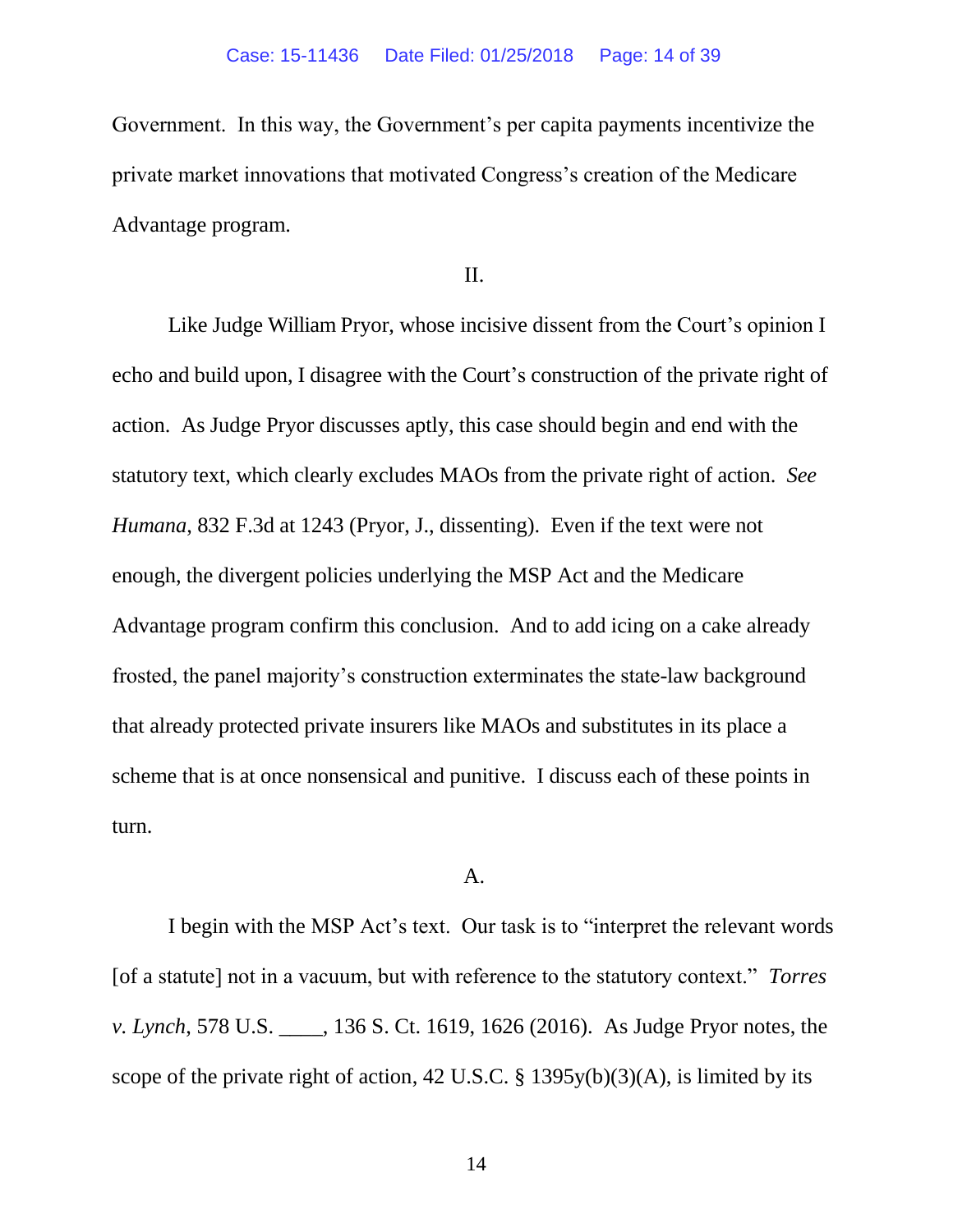Government. In this way, the Government's per capita payments incentivize the private market innovations that motivated Congress's creation of the Medicare Advantage program.

II.

Like Judge William Pryor, whose incisive dissent from the Court's opinion I echo and build upon, I disagree with the Court's construction of the private right of action. As Judge Pryor discusses aptly, this case should begin and end with the statutory text, which clearly excludes MAOs from the private right of action. *See Humana*, 832 F.3d at 1243 (Pryor, J., dissenting). Even if the text were not enough, the divergent policies underlying the MSP Act and the Medicare Advantage program confirm this conclusion. And to add icing on a cake already frosted, the panel majority's construction exterminates the state-law background that already protected private insurers like MAOs and substitutes in its place a scheme that is at once nonsensical and punitive. I discuss each of these points in turn.

A.

I begin with the MSP Act's text. Our task is to "interpret the relevant words [of a statute] not in a vacuum, but with reference to the statutory context." *Torres v. Lynch*, 578 U.S. \_\_\_\_, 136 S. Ct. 1619, 1626 (2016). As Judge Pryor notes, the scope of the private right of action, 42 U.S.C. § 1395y(b)(3)(A), is limited by its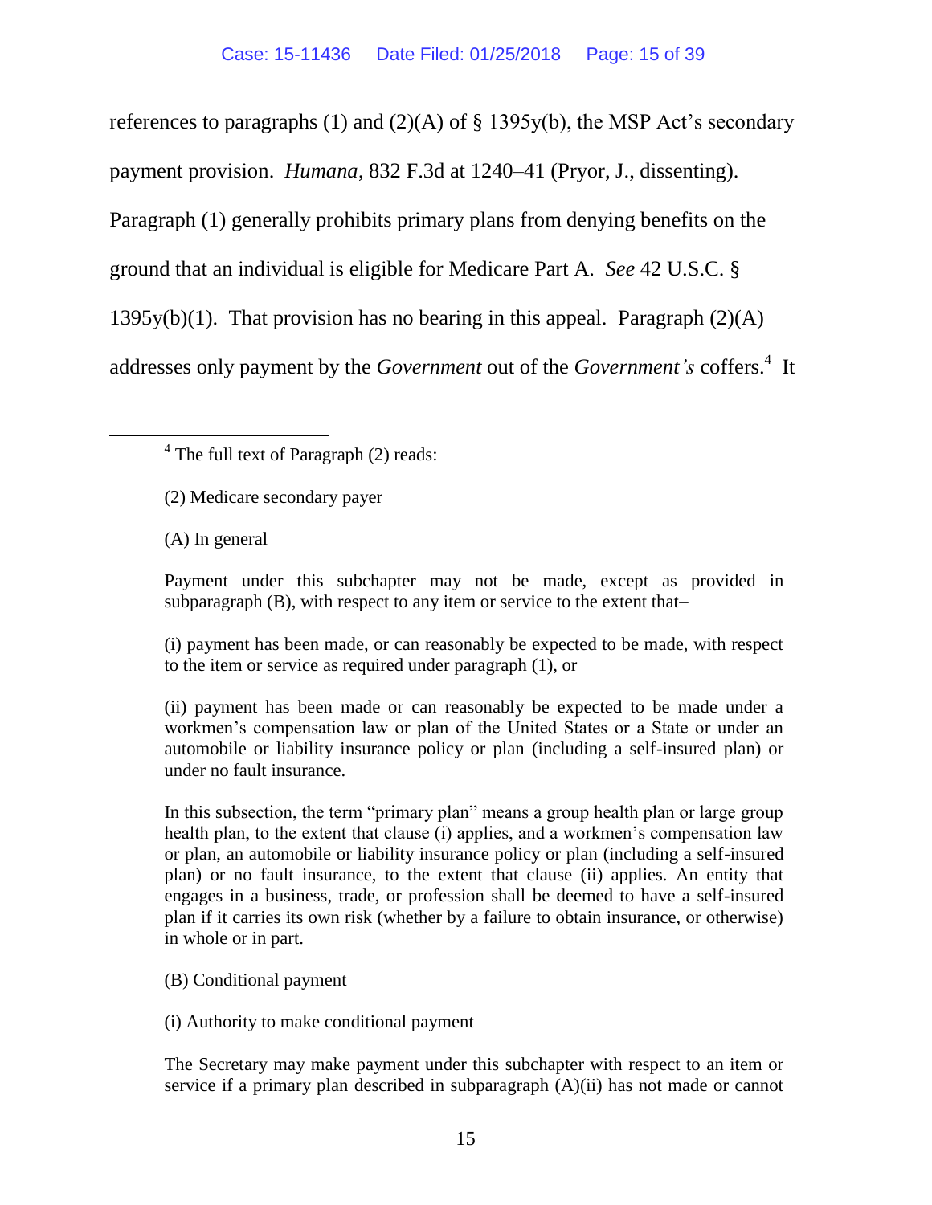references to paragraphs (1) and (2)(A) of § 1395y(b), the MSP Act's secondary payment provision. *Humana*, 832 F.3d at 1240–41 (Pryor, J., dissenting). Paragraph (1) generally prohibits primary plans from denying benefits on the ground that an individual is eligible for Medicare Part A. *See* 42 U.S.C. § 1395y(b)(1). That provision has no bearing in this appeal. Paragraph (2)(A) addresses only payment by the *Government* out of the *Government's* coffers.[4] It

---

[4] The full text of Paragraph (2) reads:

(2) Medicare secondary payer

(A) In general

Payment under this subchapter may not be made, except as provided in subparagraph (B), with respect to any item or service to the extent that–

(i) payment has been made, or can reasonably be expected to be made, with respect to the item or service as required under paragraph (1), or

(ii) payment has been made or can reasonably be expected to be made under a workmen's compensation law or plan of the United States or a State or under an automobile or liability insurance policy or plan (including a self-insured plan) or under no fault insurance.

In this subsection, the term "primary plan" means a group health plan or large group health plan, to the extent that clause (i) applies, and a workmen's compensation law or plan, an automobile or liability insurance policy or plan (including a self-insured plan) or no fault insurance, to the extent that clause (ii) applies. An entity that engages in a business, trade, or profession shall be deemed to have a self-insured plan if it carries its own risk (whether by a failure to obtain insurance, or otherwise) in whole or in part.

(B) Conditional payment

(i) Authority to make conditional payment

The Secretary may make payment under this subchapter with respect to an item or service if a primary plan described in subparagraph (A)(ii) has not made or cannot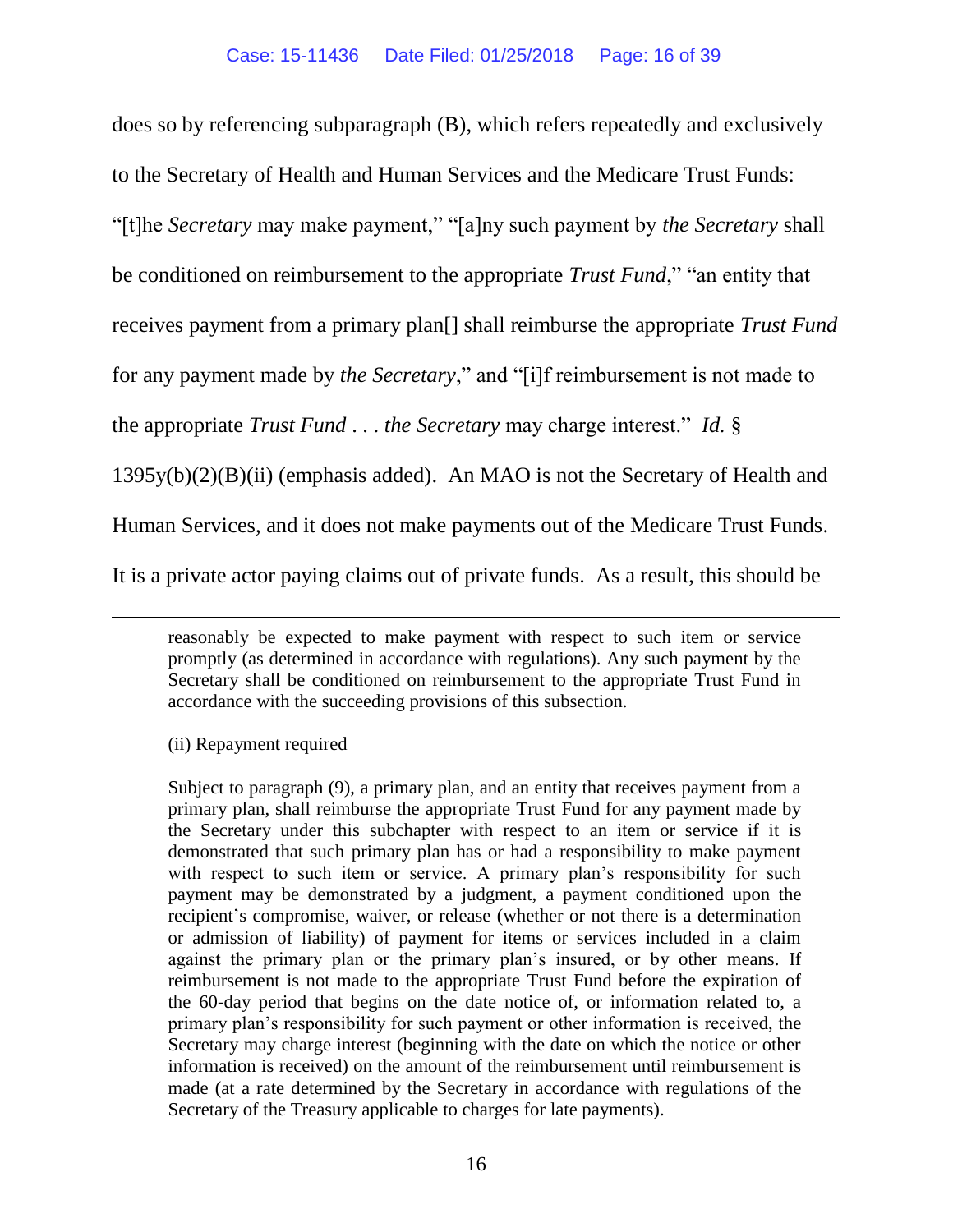does so by referencing subparagraph (B), which refers repeatedly and exclusively to the Secretary of Health and Human Services and the Medicare Trust Funds: "[t]he *Secretary* may make payment," "[a]ny such payment by *the Secretary* shall be conditioned on reimbursement to the appropriate *Trust Fund*," "an entity that receives payment from a primary plan[] shall reimburse the appropriate *Trust Fund* for any payment made by *the Secretary*," and "[i]f reimbursement is not made to the appropriate *Trust Fund* . . . *the Secretary* may charge interest." *Id.* § 1395y(b)(2)(B)(ii) (emphasis added). An MAO is not the Secretary of Health and Human Services, and it does not make payments out of the Medicare Trust Funds. It is a private actor paying claims out of private funds. As a result, this should be

---

> reasonably be expected to make payment with respect to such item or service promptly (as determined in accordance with regulations). Any such payment by the Secretary shall be conditioned on reimbursement to the appropriate Trust Fund in accordance with the succeeding provisions of this subsection.
>
> (ii) Repayment required
>
> Subject to paragraph (9), a primary plan, and an entity that receives payment from a primary plan, shall reimburse the appropriate Trust Fund for any payment made by the Secretary under this subchapter with respect to an item or service if it is demonstrated that such primary plan has or had a responsibility to make payment with respect to such item or service. A primary plan's responsibility for such payment may be demonstrated by a judgment, a payment conditioned upon the recipient's compromise, waiver, or release (whether or not there is a determination or admission of liability) of payment for items or services included in a claim against the primary plan or the primary plan's insured, or by other means. If reimbursement is not made to the appropriate Trust Fund before the expiration of the 60-day period that begins on the date notice of, or information related to, a primary plan's responsibility for such payment or other information is received, the Secretary may charge interest (beginning with the date on which the notice or other information is received) on the amount of the reimbursement until reimbursement is made (at a rate determined by the Secretary in accordance with regulations of the Secretary of the Treasury applicable to charges for late payments).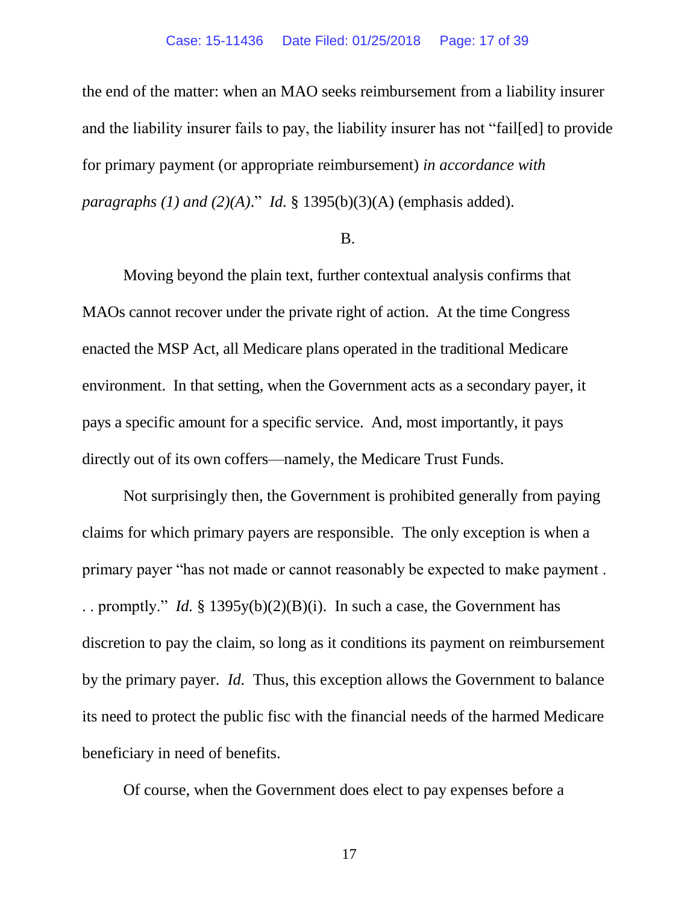the end of the matter: when an MAO seeks reimbursement from a liability insurer and the liability insurer fails to pay, the liability insurer has not "fail[ed] to provide for primary payment (or appropriate reimbursement) *in accordance with paragraphs (1) and (2)(A)*." *Id.* § 1395(b)(3)(A) (emphasis added).

B.

Moving beyond the plain text, further contextual analysis confirms that MAOs cannot recover under the private right of action. At the time Congress enacted the MSP Act, all Medicare plans operated in the traditional Medicare environment. In that setting, when the Government acts as a secondary payer, it pays a specific amount for a specific service. And, most importantly, it pays directly out of its own coffers—namely, the Medicare Trust Funds.

Not surprisingly then, the Government is prohibited generally from paying claims for which primary payers are responsible. The only exception is when a primary payer "has not made or cannot reasonably be expected to make payment . . . promptly." *Id.* § 1395y(b)(2)(B)(i). In such a case, the Government has discretion to pay the claim, so long as it conditions its payment on reimbursement by the primary payer. *Id.* Thus, this exception allows the Government to balance its need to protect the public fisc with the financial needs of the harmed Medicare beneficiary in need of benefits.

Of course, when the Government does elect to pay expenses before a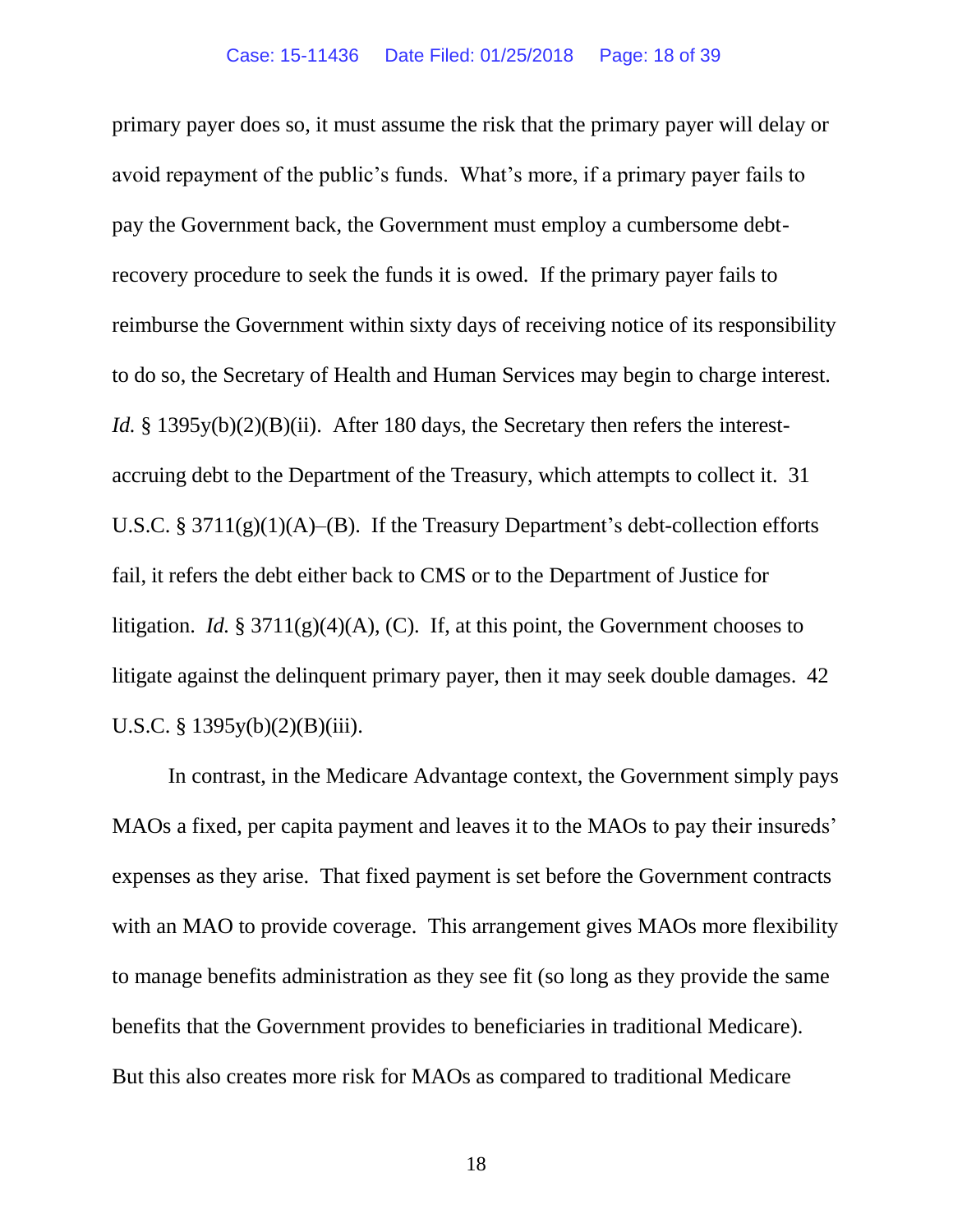primary payer does so, it must assume the risk that the primary payer will delay or avoid repayment of the public's funds. What's more, if a primary payer fails to pay the Government back, the Government must employ a cumbersome debt-recovery procedure to seek the funds it is owed. If the primary payer fails to reimburse the Government within sixty days of receiving notice of its responsibility to do so, the Secretary of Health and Human Services may begin to charge interest. *Id.* § 1395y(b)(2)(B)(ii). After 180 days, the Secretary then refers the interest-accruing debt to the Department of the Treasury, which attempts to collect it. 31 U.S.C. § 3711(g)(1)(A)–(B). If the Treasury Department's debt-collection efforts fail, it refers the debt either back to CMS or to the Department of Justice for litigation. *Id.* § 3711(g)(4)(A), (C). If, at this point, the Government chooses to litigate against the delinquent primary payer, then it may seek double damages. 42 U.S.C. § 1395y(b)(2)(B)(iii).

In contrast, in the Medicare Advantage context, the Government simply pays MAOs a fixed, per capita payment and leaves it to the MAOs to pay their insureds' expenses as they arise. That fixed payment is set before the Government contracts with an MAO to provide coverage. This arrangement gives MAOs more flexibility to manage benefits administration as they see fit (so long as they provide the same benefits that the Government provides to beneficiaries in traditional Medicare). But this also creates more risk for MAOs as compared to traditional Medicare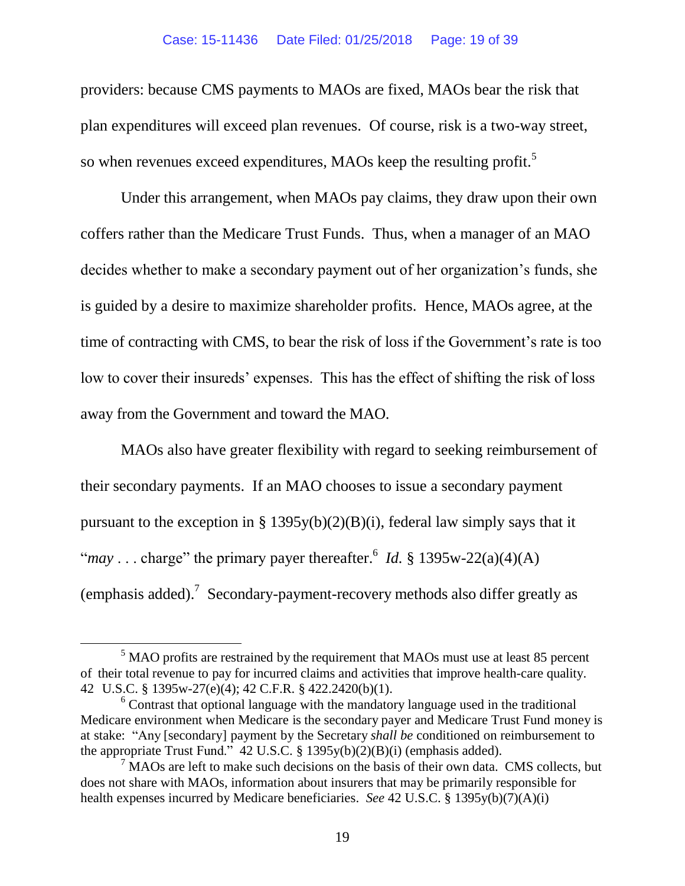providers: because CMS payments to MAOs are fixed, MAOs bear the risk that plan expenditures will exceed plan revenues. Of course, risk is a two-way street, so when revenues exceed expenditures, MAOs keep the resulting profit.[5]

Under this arrangement, when MAOs pay claims, they draw upon their own coffers rather than the Medicare Trust Funds. Thus, when a manager of an MAO decides whether to make a secondary payment out of her organization's funds, she is guided by a desire to maximize shareholder profits. Hence, MAOs agree, at the time of contracting with CMS, to bear the risk of loss if the Government's rate is too low to cover their insureds' expenses. This has the effect of shifting the risk of loss away from the Government and toward the MAO.

MAOs also have greater flexibility with regard to seeking reimbursement of their secondary payments. If an MAO chooses to issue a secondary payment pursuant to the exception in § 1395y(b)(2)(B)(i), federal law simply says that it "*may* . . . charge" the primary payer thereafter.[6] *Id.* § 1395w-22(a)(4)(A) (emphasis added).[7] Secondary-payment-recovery methods also differ greatly as

---

[5] MAO profits are restrained by the requirement that MAOs must use at least 85 percent of their total revenue to pay for incurred claims and activities that improve health-care quality. 42 U.S.C. § 1395w-27(e)(4); 42 C.F.R. § 422.2420(b)(1).

[6] Contrast that optional language with the mandatory language used in the traditional Medicare environment when Medicare is the secondary payer and Medicare Trust Fund money is at stake: "Any [secondary] payment by the Secretary *shall be* conditioned on reimbursement to the appropriate Trust Fund." 42 U.S.C. § 1395y(b)(2)(B)(i) (emphasis added).

[7] MAOs are left to make such decisions on the basis of their own data. CMS collects, but does not share with MAOs, information about insurers that may be primarily responsible for health expenses incurred by Medicare beneficiaries. *See* 42 U.S.C. § 1395y(b)(7)(A)(i)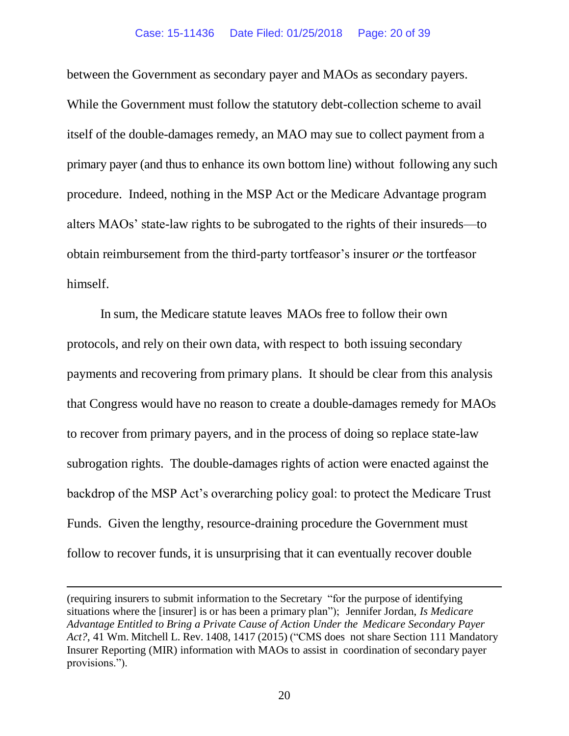between the Government as secondary payer and MAOs as secondary payers. While the Government must follow the statutory debt-collection scheme to avail itself of the double-damages remedy, an MAO may sue to collect payment from a primary payer (and thus to enhance its own bottom line) without following any such procedure. Indeed, nothing in the MSP Act or the Medicare Advantage program alters MAOs' state-law rights to be subrogated to the rights of their insureds—to obtain reimbursement from the third-party tortfeasor's insurer *or* the tortfeasor himself.

In sum, the Medicare statute leaves MAOs free to follow their own protocols, and rely on their own data, with respect to both issuing secondary payments and recovering from primary plans. It should be clear from this analysis that Congress would have no reason to create a double-damages remedy for MAOs to recover from primary payers, and in the process of doing so replace state-law subrogation rights. The double-damages rights of action were enacted against the backdrop of the MSP Act's overarching policy goal: to protect the Medicare Trust Funds. Given the lengthy, resource-draining procedure the Government must follow to recover funds, it is unsurprising that it can eventually recover double

---

(requiring insurers to submit information to the Secretary "for the purpose of identifying situations where the [insurer] is or has been a primary plan"); Jennifer Jordan, *Is Medicare Advantage Entitled to Bring a Private Cause of Action Under the Medicare Secondary Payer Act?*, 41 Wm. Mitchell L. Rev. 1408, 1417 (2015) ("CMS does not share Section 111 Mandatory Insurer Reporting (MIR) information with MAOs to assist in coordination of secondary payer provisions.").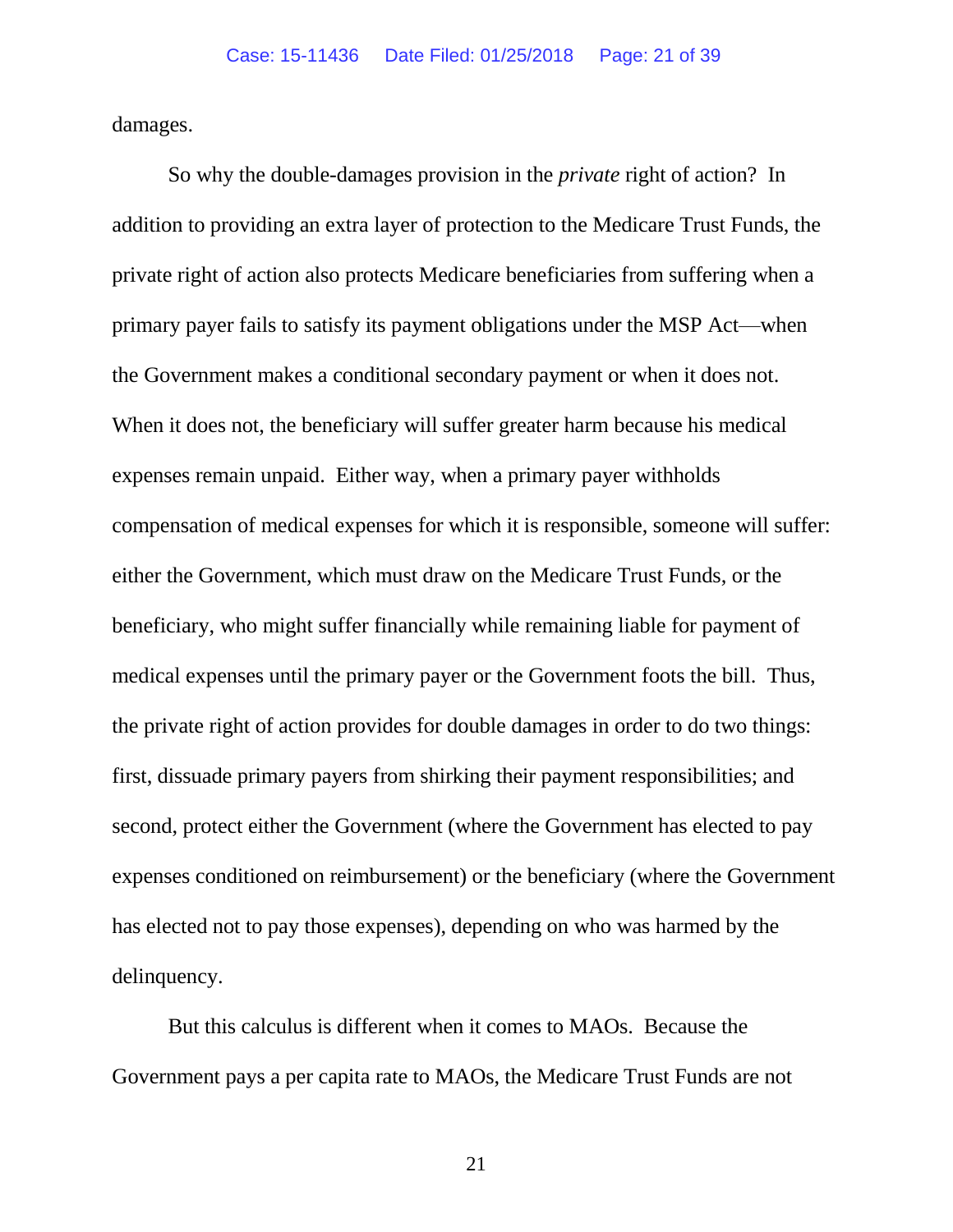damages.

So why the double-damages provision in the *private* right of action? In addition to providing an extra layer of protection to the Medicare Trust Funds, the private right of action also protects Medicare beneficiaries from suffering when a primary payer fails to satisfy its payment obligations under the MSP Act—when the Government makes a conditional secondary payment or when it does not. When it does not, the beneficiary will suffer greater harm because his medical expenses remain unpaid. Either way, when a primary payer withholds compensation of medical expenses for which it is responsible, someone will suffer: either the Government, which must draw on the Medicare Trust Funds, or the beneficiary, who might suffer financially while remaining liable for payment of medical expenses until the primary payer or the Government foots the bill. Thus, the private right of action provides for double damages in order to do two things: first, dissuade primary payers from shirking their payment responsibilities; and second, protect either the Government (where the Government has elected to pay expenses conditioned on reimbursement) or the beneficiary (where the Government has elected not to pay those expenses), depending on who was harmed by the delinquency.

But this calculus is different when it comes to MAOs. Because the Government pays a per capita rate to MAOs, the Medicare Trust Funds are not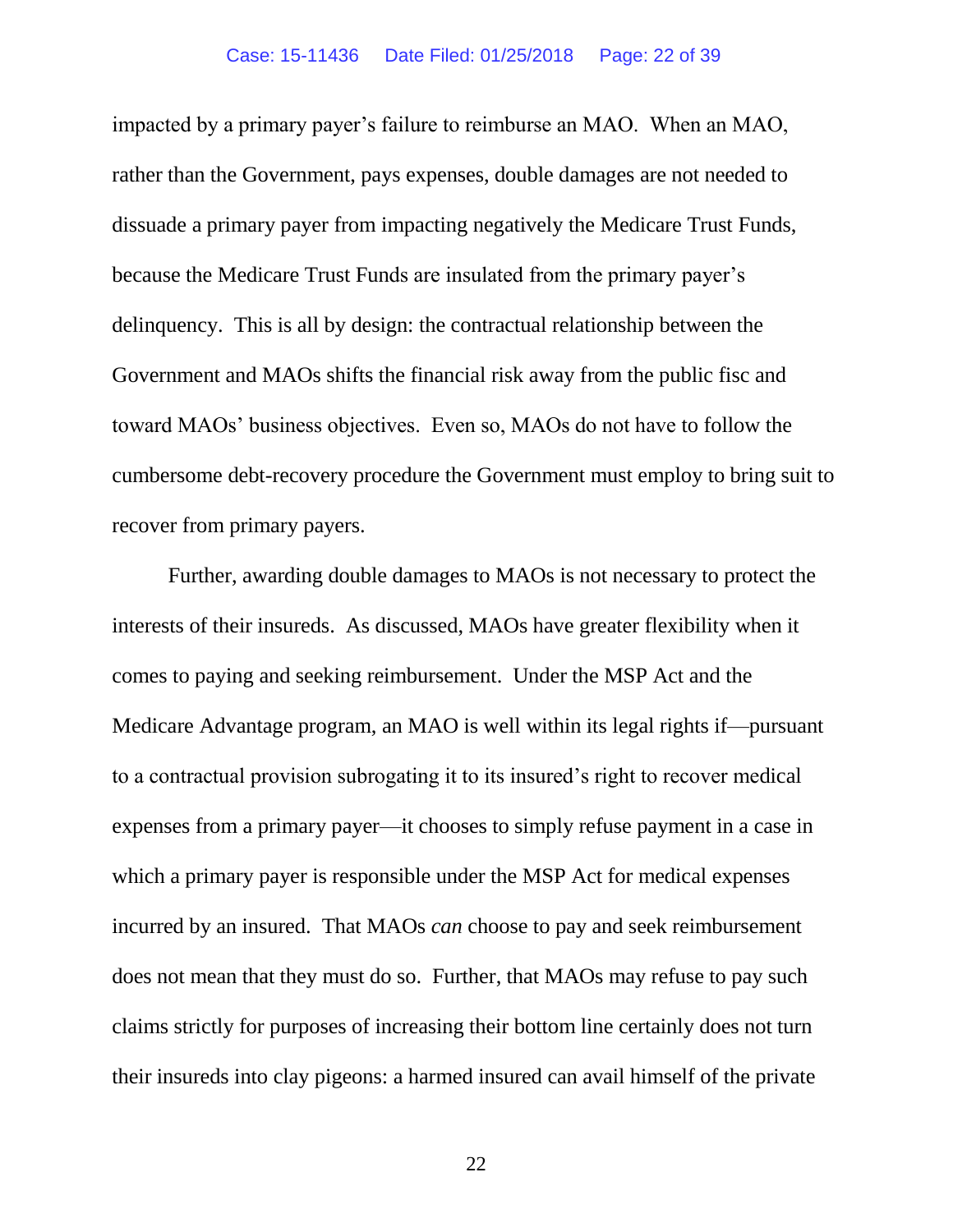impacted by a primary payer's failure to reimburse an MAO. When an MAO, rather than the Government, pays expenses, double damages are not needed to dissuade a primary payer from impacting negatively the Medicare Trust Funds, because the Medicare Trust Funds are insulated from the primary payer's delinquency. This is all by design: the contractual relationship between the Government and MAOs shifts the financial risk away from the public fisc and toward MAOs' business objectives. Even so, MAOs do not have to follow the cumbersome debt-recovery procedure the Government must employ to bring suit to recover from primary payers.

Further, awarding double damages to MAOs is not necessary to protect the interests of their insureds. As discussed, MAOs have greater flexibility when it comes to paying and seeking reimbursement. Under the MSP Act and the Medicare Advantage program, an MAO is well within its legal rights if—pursuant to a contractual provision subrogating it to its insured's right to recover medical expenses from a primary payer—it chooses to simply refuse payment in a case in which a primary payer is responsible under the MSP Act for medical expenses incurred by an insured. That MAOs *can* choose to pay and seek reimbursement does not mean that they must do so. Further, that MAOs may refuse to pay such claims strictly for purposes of increasing their bottom line certainly does not turn their insureds into clay pigeons: a harmed insured can avail himself of the private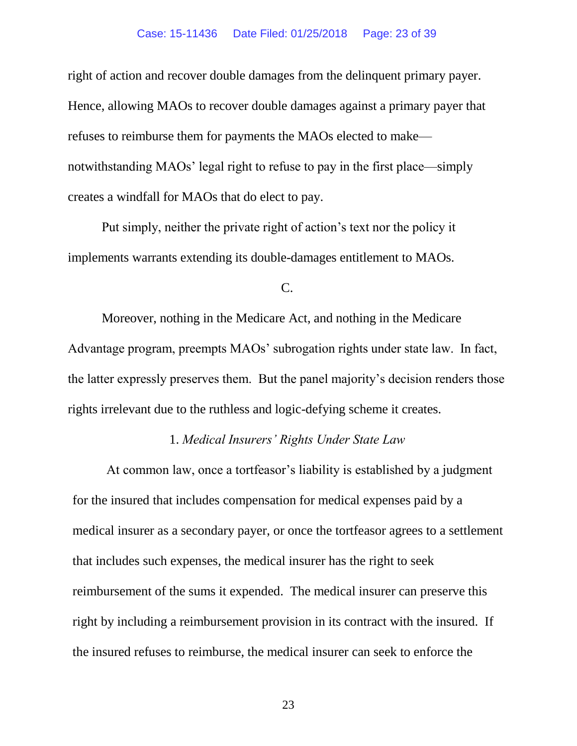right of action and recover double damages from the delinquent primary payer. Hence, allowing MAOs to recover double damages against a primary payer that refuses to reimburse them for payments the MAOs elected to make—notwithstanding MAOs' legal right to refuse to pay in the first place—simply creates a windfall for MAOs that do elect to pay.

Put simply, neither the private right of action's text nor the policy it implements warrants extending its double-damages entitlement to MAOs.

C.

Moreover, nothing in the Medicare Act, and nothing in the Medicare Advantage program, preempts MAOs' subrogation rights under state law. In fact, the latter expressly preserves them. But the panel majority's decision renders those rights irrelevant due to the ruthless and logic-defying scheme it creates.

1. *Medical Insurers' Rights Under State Law*

At common law, once a tortfeasor's liability is established by a judgment for the insured that includes compensation for medical expenses paid by a medical insurer as a secondary payer, or once the tortfeasor agrees to a settlement that includes such expenses, the medical insurer has the right to seek reimbursement of the sums it expended. The medical insurer can preserve this right by including a reimbursement provision in its contract with the insured. If the insured refuses to reimburse, the medical insurer can seek to enforce the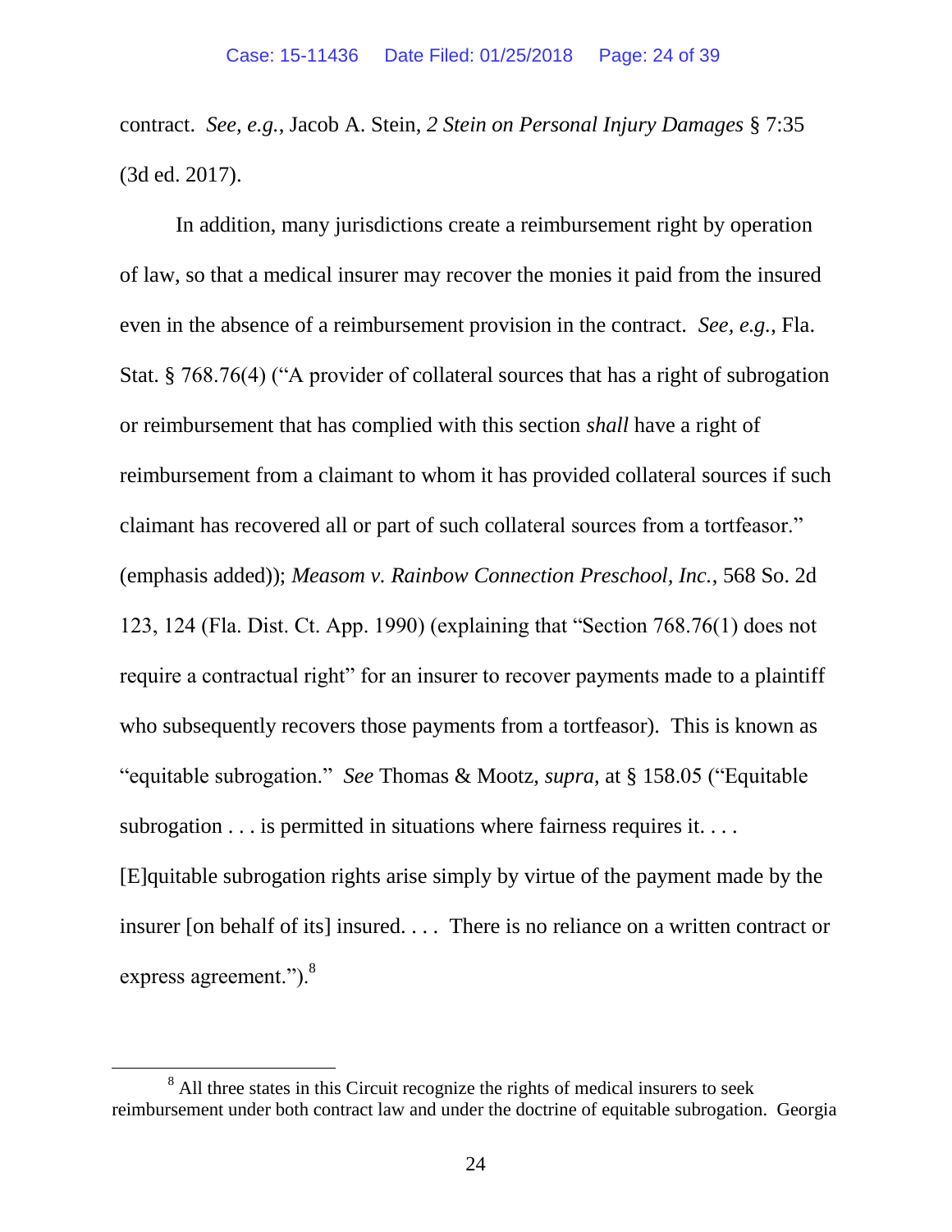contract. *See, e.g.*, Jacob A. Stein, *2 Stein on Personal Injury Damages* § 7:35 (3d ed. 2017).

In addition, many jurisdictions create a reimbursement right by operation of law, so that a medical insurer may recover the monies it paid from the insured even in the absence of a reimbursement provision in the contract. *See, e.g.*, Fla. Stat. § 768.76(4) ("A provider of collateral sources that has a right of subrogation or reimbursement that has complied with this section *shall* have a right of reimbursement from a claimant to whom it has provided collateral sources if such claimant has recovered all or part of such collateral sources from a tortfeasor." (emphasis added)); *Measom v. Rainbow Connection Preschool, Inc.*, 568 So. 2d 123, 124 (Fla. Dist. Ct. App. 1990) (explaining that "Section 768.76(1) does not require a contractual right" for an insurer to recover payments made to a plaintiff who subsequently recovers those payments from a tortfeasor). This is known as "equitable subrogation." *See* Thomas & Mootz, *supra*, at § 158.05 ("Equitable subrogation . . . is permitted in situations where fairness requires it. . . . [E]quitable subrogation rights arise simply by virtue of the payment made by the insurer [on behalf of its] insured. . . . There is no reliance on a written contract or express agreement.").[8]

---

[8] All three states in this Circuit recognize the rights of medical insurers to seek reimbursement under both contract law and under the doctrine of equitable subrogation. Georgia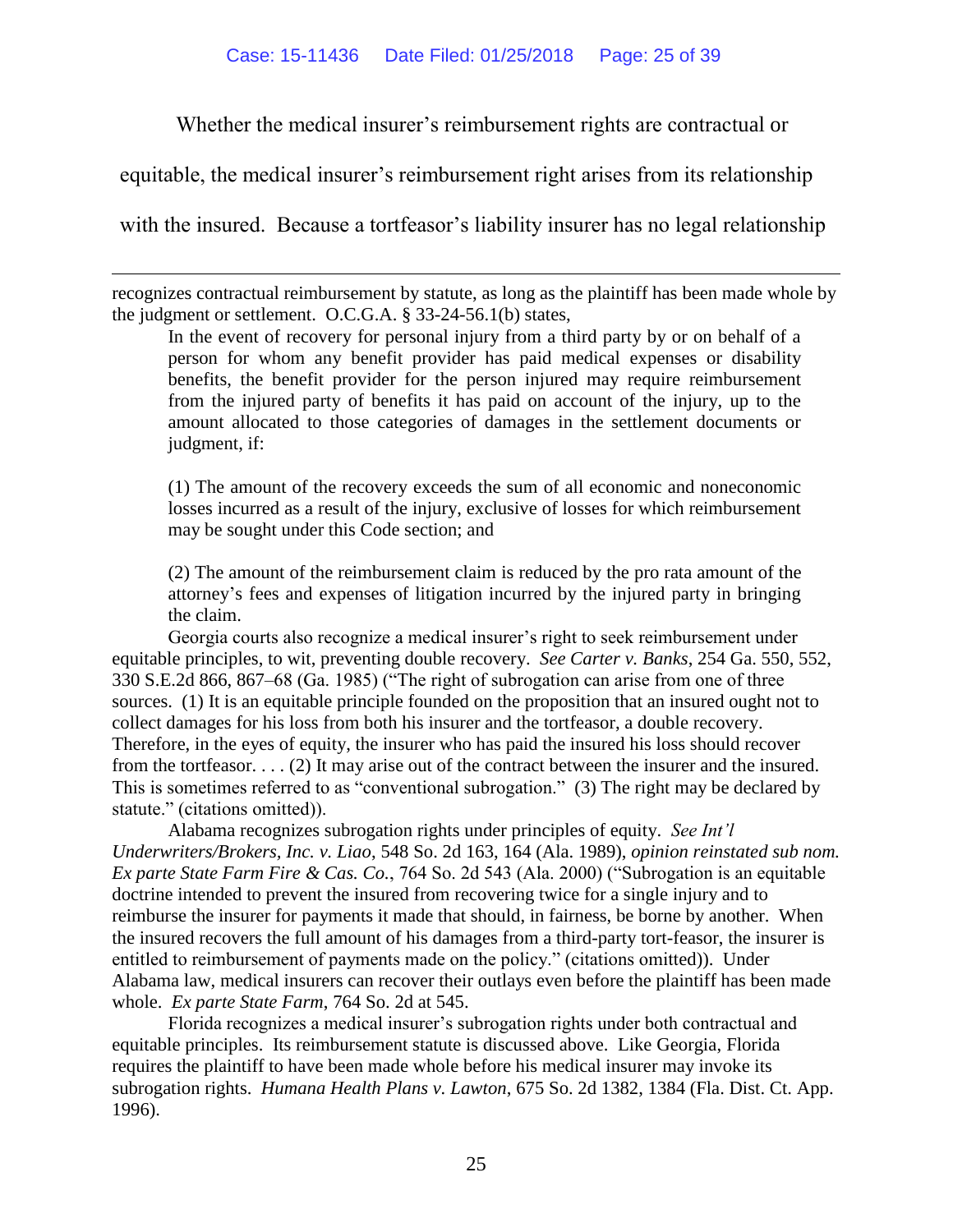Whether the medical insurer's reimbursement rights are contractual or equitable, the medical insurer's reimbursement right arises from its relationship with the insured. Because a tortfeasor's liability insurer has no legal relationship

---

recognizes contractual reimbursement by statute, as long as the plaintiff has been made whole by the judgment or settlement. O.C.G.A. § 33-24-56.1(b) states,

> In the event of recovery for personal injury from a third party by or on behalf of a person for whom any benefit provider has paid medical expenses or disability benefits, the benefit provider for the person injured may require reimbursement from the injured party of benefits it has paid on account of the injury, up to the amount allocated to those categories of damages in the settlement documents or judgment, if:
>
> (1) The amount of the recovery exceeds the sum of all economic and noneconomic losses incurred as a result of the injury, exclusive of losses for which reimbursement may be sought under this Code section; and
>
> (2) The amount of the reimbursement claim is reduced by the pro rata amount of the attorney's fees and expenses of litigation incurred by the injured party in bringing the claim.

Georgia courts also recognize a medical insurer's right to seek reimbursement under equitable principles, to wit, preventing double recovery. *See Carter v. Banks*, 254 Ga. 550, 552, 330 S.E.2d 866, 867–68 (Ga. 1985) ("The right of subrogation can arise from one of three sources. (1) It is an equitable principle founded on the proposition that an insured ought not to collect damages for his loss from both his insurer and the tortfeasor, a double recovery. Therefore, in the eyes of equity, the insurer who has paid the insured his loss should recover from the tortfeasor. . . . (2) It may arise out of the contract between the insurer and the insured. This is sometimes referred to as "conventional subrogation." (3) The right may be declared by statute." (citations omitted)).

Alabama recognizes subrogation rights under principles of equity. *See Int'l Underwriters/Brokers, Inc. v. Liao*, 548 So. 2d 163, 164 (Ala. 1989), *opinion reinstated sub nom. Ex parte State Farm Fire & Cas. Co.*, 764 So. 2d 543 (Ala. 2000) ("Subrogation is an equitable doctrine intended to prevent the insured from recovering twice for a single injury and to reimburse the insurer for payments it made that should, in fairness, be borne by another. When the insured recovers the full amount of his damages from a third-party tort-feasor, the insurer is entitled to reimbursement of payments made on the policy." (citations omitted)). Under Alabama law, medical insurers can recover their outlays even before the plaintiff has been made whole. *Ex parte State Farm*, 764 So. 2d at 545.

Florida recognizes a medical insurer's subrogation rights under both contractual and equitable principles. Its reimbursement statute is discussed above. Like Georgia, Florida requires the plaintiff to have been made whole before his medical insurer may invoke its subrogation rights. *Humana Health Plans v. Lawton*, 675 So. 2d 1382, 1384 (Fla. Dist. Ct. App. 1996).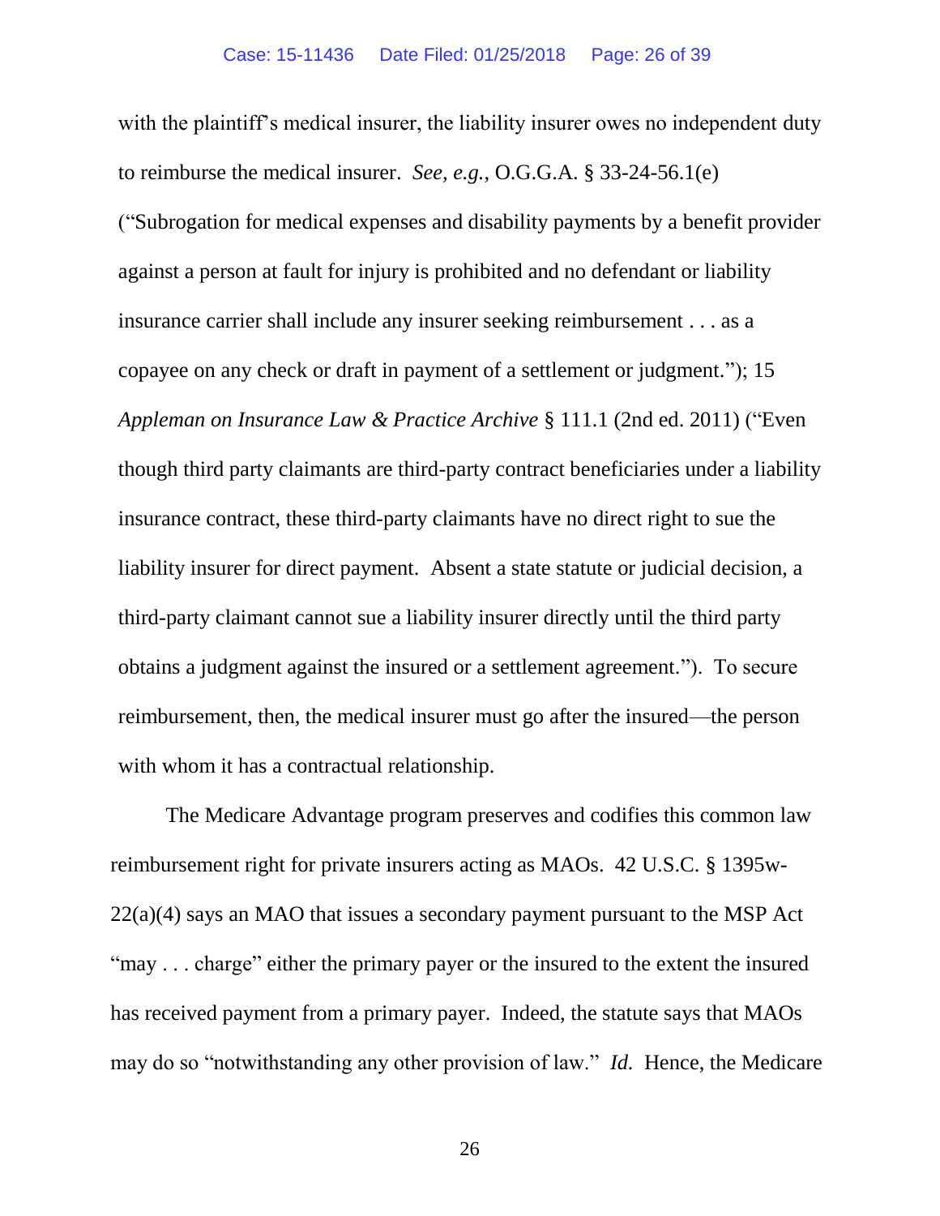with the plaintiff's medical insurer, the liability insurer owes no independent duty to reimburse the medical insurer. *See, e.g.*, O.G.G.A. § 33-24-56.1(e) ("Subrogation for medical expenses and disability payments by a benefit provider against a person at fault for injury is prohibited and no defendant or liability insurance carrier shall include any insurer seeking reimbursement . . . as a copayee on any check or draft in payment of a settlement or judgment."); 15 *Appleman on Insurance Law & Practice Archive* § 111.1 (2nd ed. 2011) ("Even though third party claimants are third-party contract beneficiaries under a liability insurance contract, these third-party claimants have no direct right to sue the liability insurer for direct payment. Absent a state statute or judicial decision, a third-party claimant cannot sue a liability insurer directly until the third party obtains a judgment against the insured or a settlement agreement."). To secure reimbursement, then, the medical insurer must go after the insured—the person with whom it has a contractual relationship.

The Medicare Advantage program preserves and codifies this common law reimbursement right for private insurers acting as MAOs. 42 U.S.C. § 1395w-22(a)(4) says an MAO that issues a secondary payment pursuant to the MSP Act "may . . . charge" either the primary payer or the insured to the extent the insured has received payment from a primary payer. Indeed, the statute says that MAOs may do so "notwithstanding any other provision of law." *Id.* Hence, the Medicare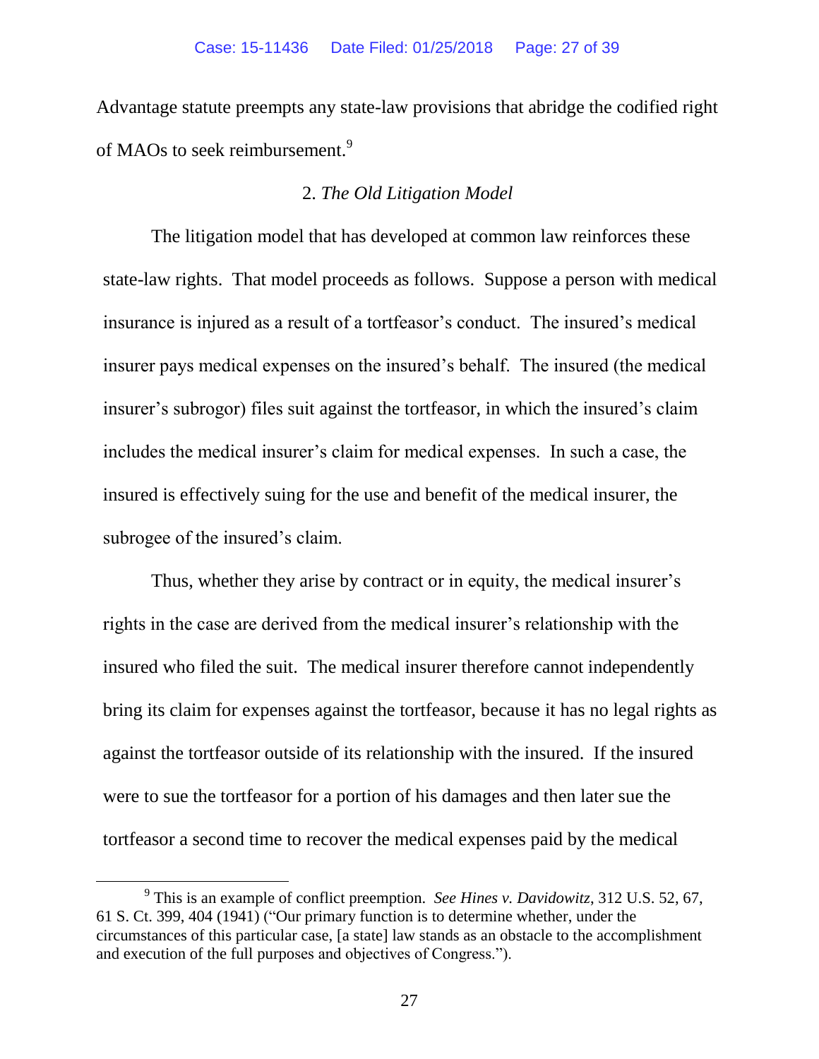Advantage statute preempts any state-law provisions that abridge the codified right of MAOs to seek reimbursement.[9]

### 2. *The Old Litigation Model*

The litigation model that has developed at common law reinforces these state-law rights. That model proceeds as follows. Suppose a person with medical insurance is injured as a result of a tortfeasor's conduct. The insured's medical insurer pays medical expenses on the insured's behalf. The insured (the medical insurer's subrogor) files suit against the tortfeasor, in which the insured's claim includes the medical insurer's claim for medical expenses. In such a case, the insured is effectively suing for the use and benefit of the medical insurer, the subrogee of the insured's claim.

Thus, whether they arise by contract or in equity, the medical insurer's rights in the case are derived from the medical insurer's relationship with the insured who filed the suit. The medical insurer therefore cannot independently bring its claim for expenses against the tortfeasor, because it has no legal rights as against the tortfeasor outside of its relationship with the insured. If the insured were to sue the tortfeasor for a portion of his damages and then later sue the tortfeasor a second time to recover the medical expenses paid by the medical

---

[9] This is an example of conflict preemption. *See Hines v. Davidowitz*, 312 U.S. 52, 67, 61 S. Ct. 399, 404 (1941) ("Our primary function is to determine whether, under the circumstances of this particular case, [a state] law stands as an obstacle to the accomplishment and execution of the full purposes and objectives of Congress.").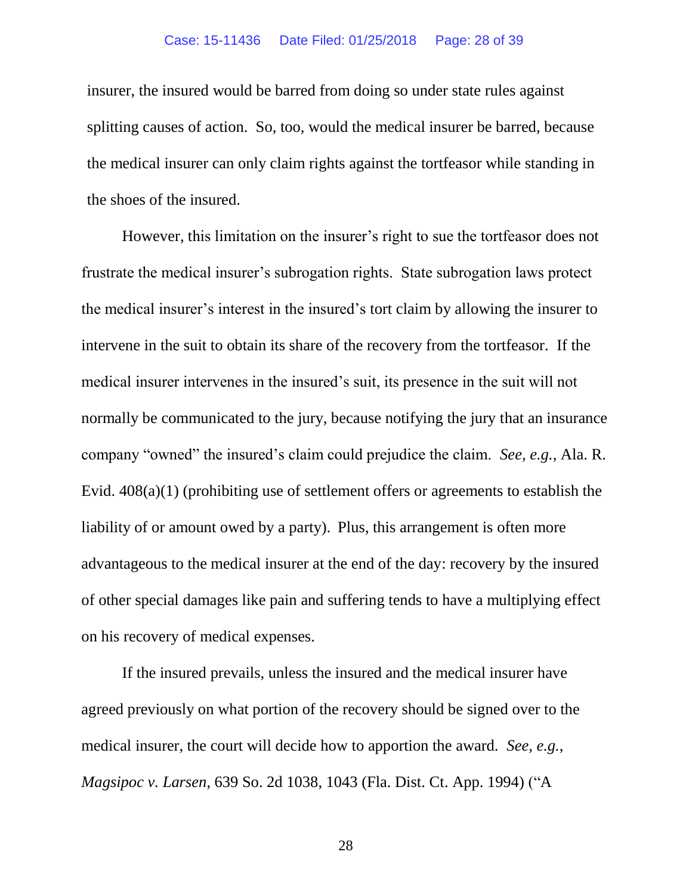insurer, the insured would be barred from doing so under state rules against splitting causes of action. So, too, would the medical insurer be barred, because the medical insurer can only claim rights against the tortfeasor while standing in the shoes of the insured.

However, this limitation on the insurer's right to sue the tortfeasor does not frustrate the medical insurer's subrogation rights. State subrogation laws protect the medical insurer's interest in the insured's tort claim by allowing the insurer to intervene in the suit to obtain its share of the recovery from the tortfeasor. If the medical insurer intervenes in the insured's suit, its presence in the suit will not normally be communicated to the jury, because notifying the jury that an insurance company "owned" the insured's claim could prejudice the claim. *See, e.g.*, Ala. R. Evid. 408(a)(1) (prohibiting use of settlement offers or agreements to establish the liability of or amount owed by a party). Plus, this arrangement is often more advantageous to the medical insurer at the end of the day: recovery by the insured of other special damages like pain and suffering tends to have a multiplying effect on his recovery of medical expenses.

If the insured prevails, unless the insured and the medical insurer have agreed previously on what portion of the recovery should be signed over to the medical insurer, the court will decide how to apportion the award. *See, e.g.*, *Magsipoc v. Larsen*, 639 So. 2d 1038, 1043 (Fla. Dist. Ct. App. 1994) ("A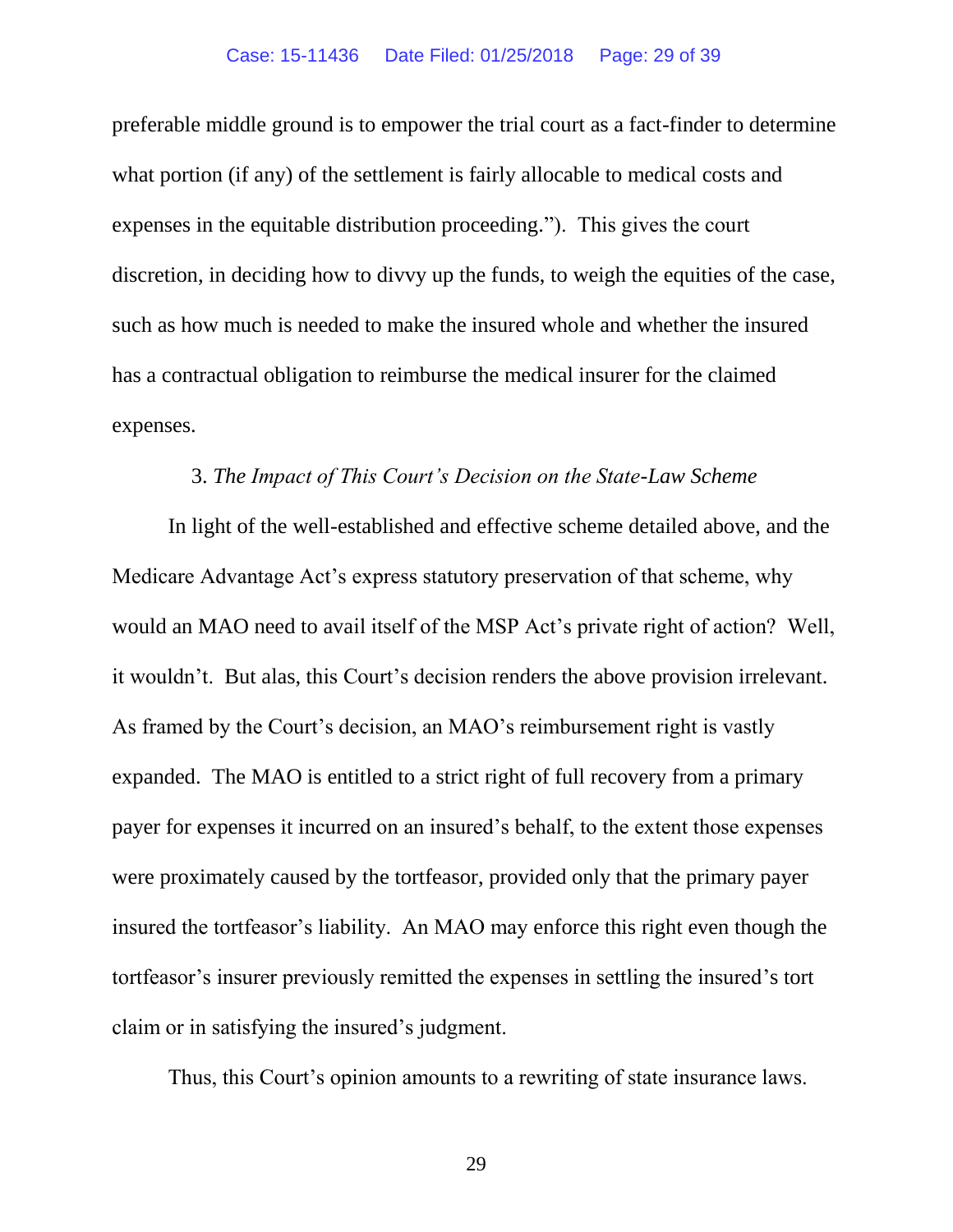preferable middle ground is to empower the trial court as a fact-finder to determine what portion (if any) of the settlement is fairly allocable to medical costs and expenses in the equitable distribution proceeding."). This gives the court discretion, in deciding how to divvy up the funds, to weigh the equities of the case, such as how much is needed to make the insured whole and whether the insured has a contractual obligation to reimburse the medical insurer for the claimed expenses.

3. *The Impact of This Court's Decision on the State-Law Scheme*

In light of the well-established and effective scheme detailed above, and the Medicare Advantage Act's express statutory preservation of that scheme, why would an MAO need to avail itself of the MSP Act's private right of action? Well, it wouldn't. But alas, this Court's decision renders the above provision irrelevant. As framed by the Court's decision, an MAO's reimbursement right is vastly expanded. The MAO is entitled to a strict right of full recovery from a primary payer for expenses it incurred on an insured's behalf, to the extent those expenses were proximately caused by the tortfeasor, provided only that the primary payer insured the tortfeasor's liability. An MAO may enforce this right even though the tortfeasor's insurer previously remitted the expenses in settling the insured's tort claim or in satisfying the insured's judgment.

Thus, this Court's opinion amounts to a rewriting of state insurance laws.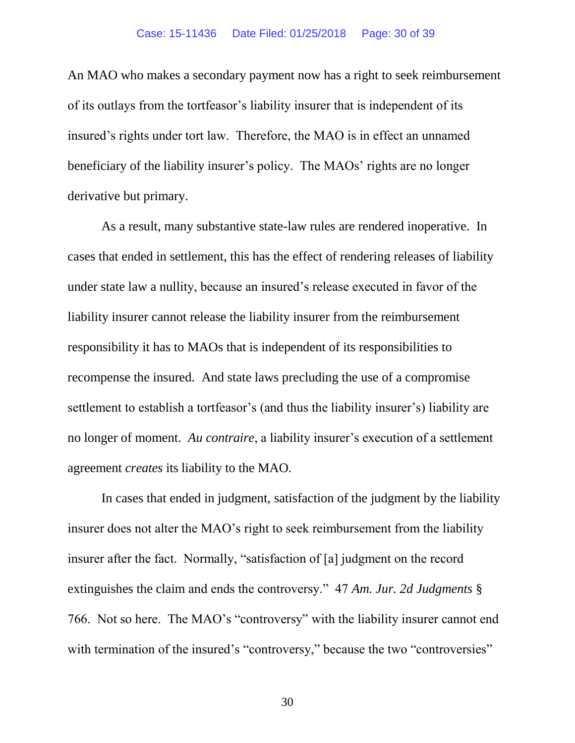An MAO who makes a secondary payment now has a right to seek reimbursement of its outlays from the tortfeasor's liability insurer that is independent of its insured's rights under tort law. Therefore, the MAO is in effect an unnamed beneficiary of the liability insurer's policy. The MAOs' rights are no longer derivative but primary.

As a result, many substantive state-law rules are rendered inoperative. In cases that ended in settlement, this has the effect of rendering releases of liability under state law a nullity, because an insured's release executed in favor of the liability insurer cannot release the liability insurer from the reimbursement responsibility it has to MAOs that is independent of its responsibilities to recompense the insured. And state laws precluding the use of a compromise settlement to establish a tortfeasor's (and thus the liability insurer's) liability are no longer of moment. *Au contraire*, a liability insurer's execution of a settlement agreement *creates* its liability to the MAO.

In cases that ended in judgment, satisfaction of the judgment by the liability insurer does not alter the MAO's right to seek reimbursement from the liability insurer after the fact. Normally, "satisfaction of [a] judgment on the record extinguishes the claim and ends the controversy." 47 *Am. Jur. 2d Judgments* § 766. Not so here. The MAO's "controversy" with the liability insurer cannot end with termination of the insured's "controversy," because the two "controversies"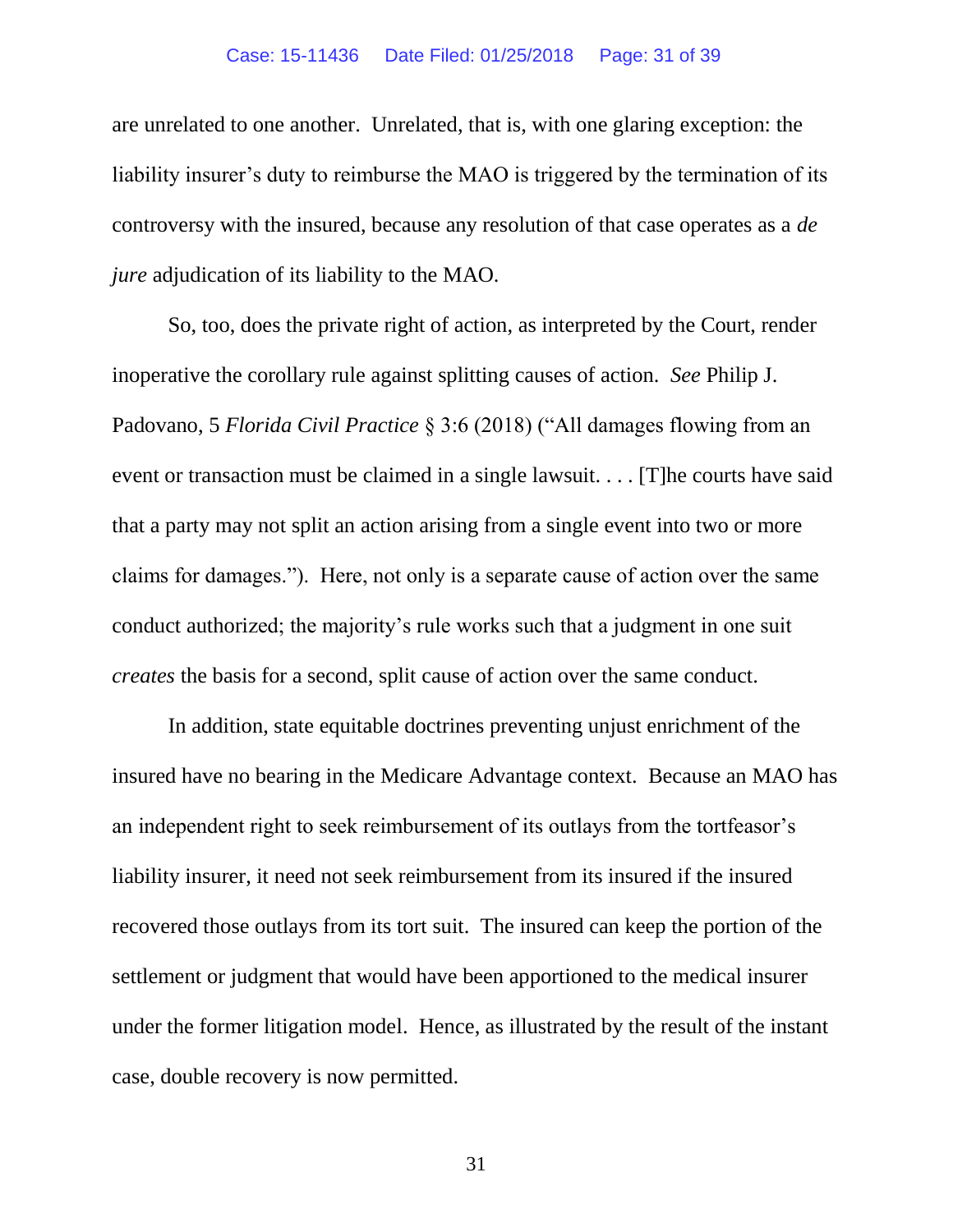are unrelated to one another. Unrelated, that is, with one glaring exception: the liability insurer's duty to reimburse the MAO is triggered by the termination of its controversy with the insured, because any resolution of that case operates as a *de jure* adjudication of its liability to the MAO.

So, too, does the private right of action, as interpreted by the Court, render inoperative the corollary rule against splitting causes of action. *See* Philip J. Padovano, 5 *Florida Civil Practice* § 3:6 (2018) ("All damages flowing from an event or transaction must be claimed in a single lawsuit. . . . [T]he courts have said that a party may not split an action arising from a single event into two or more claims for damages."). Here, not only is a separate cause of action over the same conduct authorized; the majority's rule works such that a judgment in one suit *creates* the basis for a second, split cause of action over the same conduct.

In addition, state equitable doctrines preventing unjust enrichment of the insured have no bearing in the Medicare Advantage context. Because an MAO has an independent right to seek reimbursement of its outlays from the tortfeasor's liability insurer, it need not seek reimbursement from its insured if the insured recovered those outlays from its tort suit. The insured can keep the portion of the settlement or judgment that would have been apportioned to the medical insurer under the former litigation model. Hence, as illustrated by the result of the instant case, double recovery is now permitted.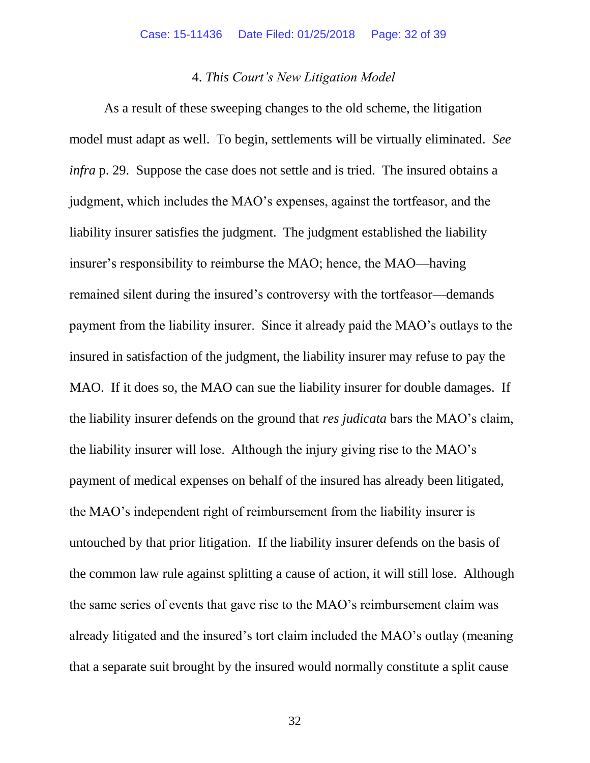#### 4. *This Court's New Litigation Model*

As a result of these sweeping changes to the old scheme, the litigation model must adapt as well. To begin, settlements will be virtually eliminated. *See infra* p. 29. Suppose the case does not settle and is tried. The insured obtains a judgment, which includes the MAO's expenses, against the tortfeasor, and the liability insurer satisfies the judgment. The judgment established the liability insurer's responsibility to reimburse the MAO; hence, the MAO—having remained silent during the insured's controversy with the tortfeasor—demands payment from the liability insurer. Since it already paid the MAO's outlays to the insured in satisfaction of the judgment, the liability insurer may refuse to pay the MAO. If it does so, the MAO can sue the liability insurer for double damages. If the liability insurer defends on the ground that *res judicata* bars the MAO's claim, the liability insurer will lose. Although the injury giving rise to the MAO's payment of medical expenses on behalf of the insured has already been litigated, the MAO's independent right of reimbursement from the liability insurer is untouched by that prior litigation. If the liability insurer defends on the basis of the common law rule against splitting a cause of action, it will still lose. Although the same series of events that gave rise to the MAO's reimbursement claim was already litigated and the insured's tort claim included the MAO's outlay (meaning that a separate suit brought by the insured would normally constitute a split cause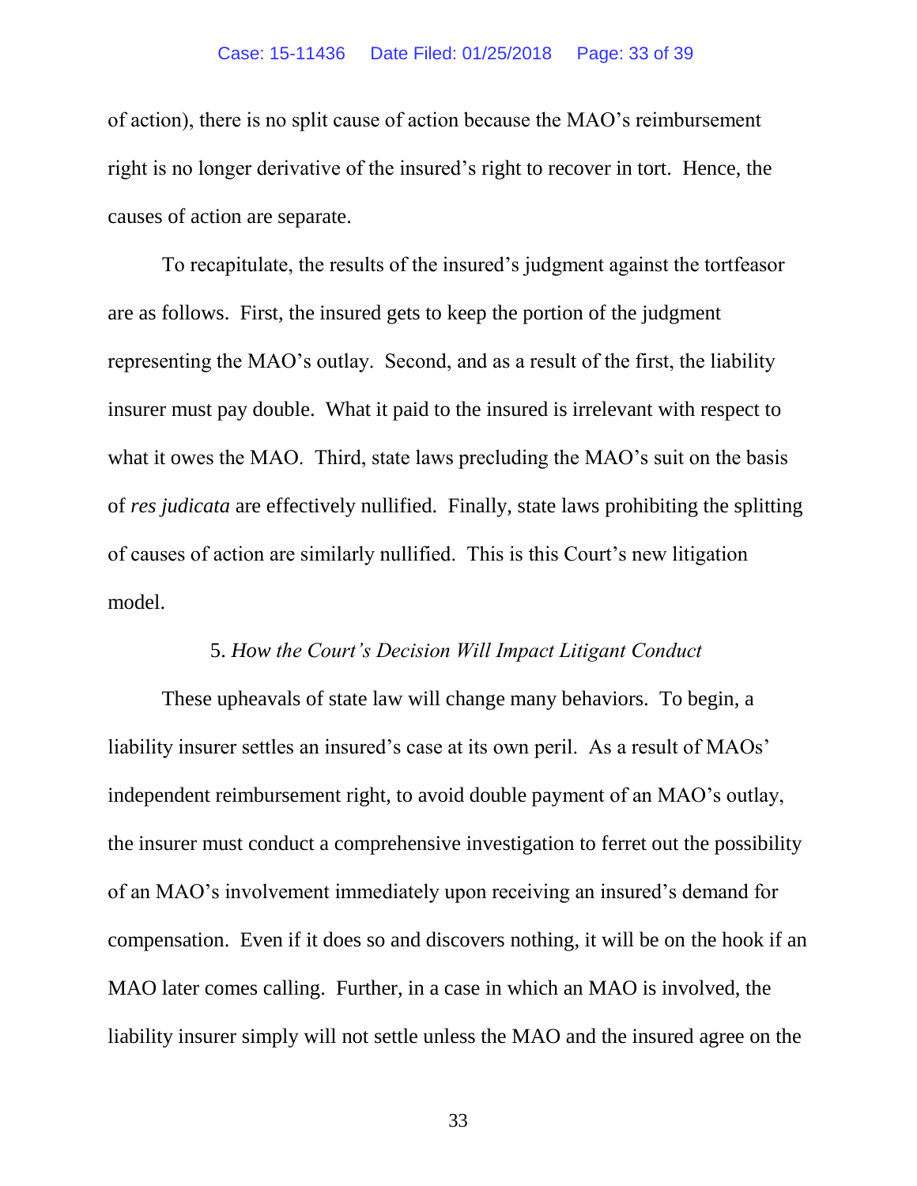of action), there is no split cause of action because the MAO's reimbursement right is no longer derivative of the insured's right to recover in tort. Hence, the causes of action are separate.

To recapitulate, the results of the insured's judgment against the tortfeasor are as follows. First, the insured gets to keep the portion of the judgment representing the MAO's outlay. Second, and as a result of the first, the liability insurer must pay double. What it paid to the insured is irrelevant with respect to what it owes the MAO. Third, state laws precluding the MAO's suit on the basis of *res judicata* are effectively nullified. Finally, state laws prohibiting the splitting of causes of action are similarly nullified. This is this Court's new litigation model.

5. *How the Court's Decision Will Impact Litigant Conduct*

These upheavals of state law will change many behaviors. To begin, a liability insurer settles an insured's case at its own peril. As a result of MAOs' independent reimbursement right, to avoid double payment of an MAO's outlay, the insurer must conduct a comprehensive investigation to ferret out the possibility of an MAO's involvement immediately upon receiving an insured's demand for compensation. Even if it does so and discovers nothing, it will be on the hook if an MAO later comes calling. Further, in a case in which an MAO is involved, the liability insurer simply will not settle unless the MAO and the insured agree on the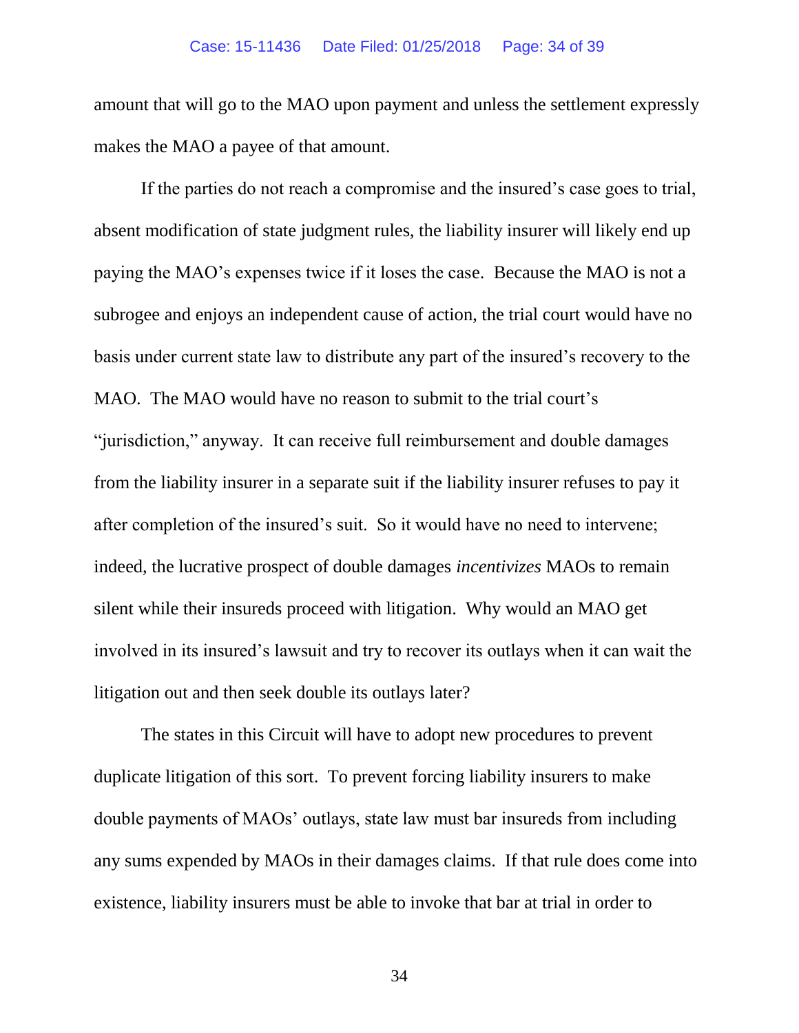amount that will go to the MAO upon payment and unless the settlement expressly makes the MAO a payee of that amount.

If the parties do not reach a compromise and the insured's case goes to trial, absent modification of state judgment rules, the liability insurer will likely end up paying the MAO's expenses twice if it loses the case. Because the MAO is not a subrogee and enjoys an independent cause of action, the trial court would have no basis under current state law to distribute any part of the insured's recovery to the MAO. The MAO would have no reason to submit to the trial court's "jurisdiction," anyway. It can receive full reimbursement and double damages from the liability insurer in a separate suit if the liability insurer refuses to pay it after completion of the insured's suit. So it would have no need to intervene; indeed, the lucrative prospect of double damages *incentivizes* MAOs to remain silent while their insureds proceed with litigation. Why would an MAO get involved in its insured's lawsuit and try to recover its outlays when it can wait the litigation out and then seek double its outlays later?

The states in this Circuit will have to adopt new procedures to prevent duplicate litigation of this sort. To prevent forcing liability insurers to make double payments of MAOs' outlays, state law must bar insureds from including any sums expended by MAOs in their damages claims. If that rule does come into existence, liability insurers must be able to invoke that bar at trial in order to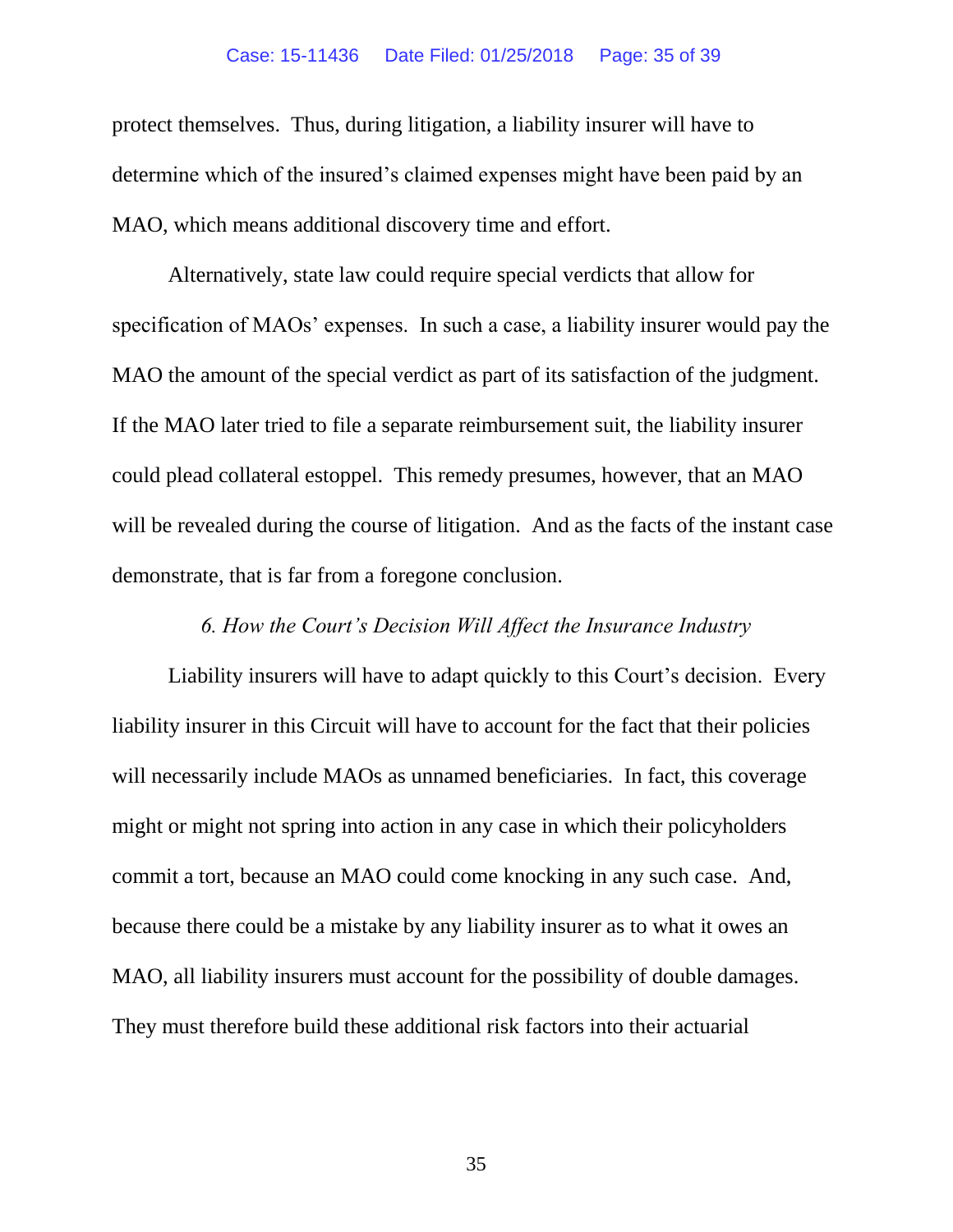protect themselves. Thus, during litigation, a liability insurer will have to determine which of the insured's claimed expenses might have been paid by an MAO, which means additional discovery time and effort.

Alternatively, state law could require special verdicts that allow for specification of MAOs' expenses. In such a case, a liability insurer would pay the MAO the amount of the special verdict as part of its satisfaction of the judgment. If the MAO later tried to file a separate reimbursement suit, the liability insurer could plead collateral estoppel. This remedy presumes, however, that an MAO will be revealed during the course of litigation. And as the facts of the instant case demonstrate, that is far from a foregone conclusion.

*6. How the Court's Decision Will Affect the Insurance Industry*

Liability insurers will have to adapt quickly to this Court's decision. Every liability insurer in this Circuit will have to account for the fact that their policies will necessarily include MAOs as unnamed beneficiaries. In fact, this coverage might or might not spring into action in any case in which their policyholders commit a tort, because an MAO could come knocking in any such case. And, because there could be a mistake by any liability insurer as to what it owes an MAO, all liability insurers must account for the possibility of double damages. They must therefore build these additional risk factors into their actuarial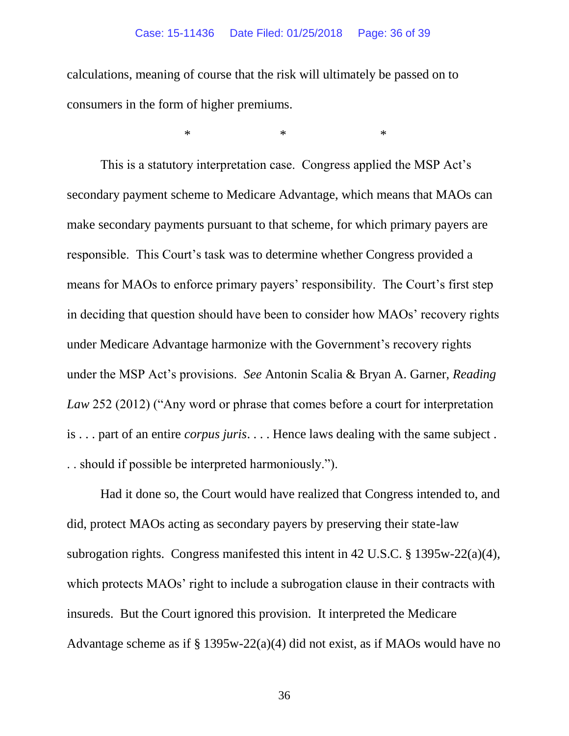calculations, meaning of course that the risk will ultimately be passed on to consumers in the form of higher premiums.

\*    \*    \*

This is a statutory interpretation case. Congress applied the MSP Act's secondary payment scheme to Medicare Advantage, which means that MAOs can make secondary payments pursuant to that scheme, for which primary payers are responsible. This Court's task was to determine whether Congress provided a means for MAOs to enforce primary payers' responsibility. The Court's first step in deciding that question should have been to consider how MAOs' recovery rights under Medicare Advantage harmonize with the Government's recovery rights under the MSP Act's provisions. *See* Antonin Scalia & Bryan A. Garner, *Reading Law* 252 (2012) ("Any word or phrase that comes before a court for interpretation is . . . part of an entire *corpus juris*. . . . Hence laws dealing with the same subject . . . should if possible be interpreted harmoniously.").

Had it done so, the Court would have realized that Congress intended to, and did, protect MAOs acting as secondary payers by preserving their state-law subrogation rights. Congress manifested this intent in 42 U.S.C. § 1395w-22(a)(4), which protects MAOs' right to include a subrogation clause in their contracts with insureds. But the Court ignored this provision. It interpreted the Medicare Advantage scheme as if § 1395w-22(a)(4) did not exist, as if MAOs would have no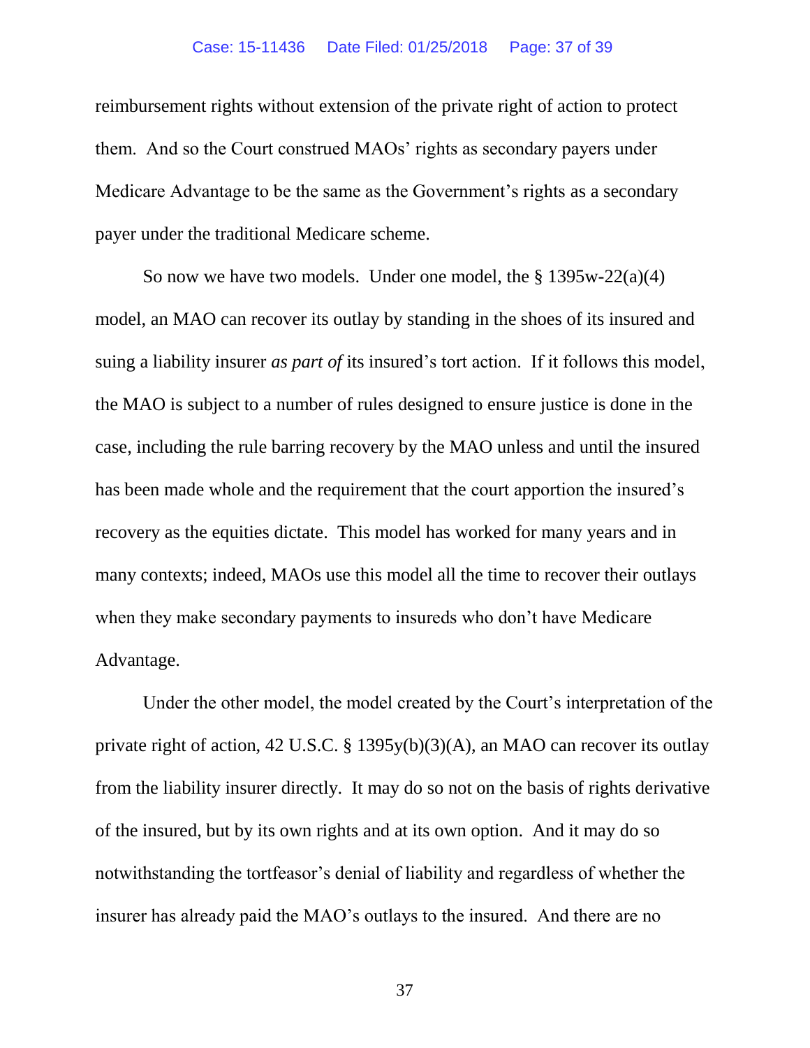reimbursement rights without extension of the private right of action to protect them. And so the Court construed MAOs' rights as secondary payers under Medicare Advantage to be the same as the Government's rights as a secondary payer under the traditional Medicare scheme.

So now we have two models. Under one model, the § 1395w-22(a)(4) model, an MAO can recover its outlay by standing in the shoes of its insured and suing a liability insurer *as part of* its insured's tort action. If it follows this model, the MAO is subject to a number of rules designed to ensure justice is done in the case, including the rule barring recovery by the MAO unless and until the insured has been made whole and the requirement that the court apportion the insured's recovery as the equities dictate. This model has worked for many years and in many contexts; indeed, MAOs use this model all the time to recover their outlays when they make secondary payments to insureds who don't have Medicare Advantage.

Under the other model, the model created by the Court's interpretation of the private right of action, 42 U.S.C. § 1395y(b)(3)(A), an MAO can recover its outlay from the liability insurer directly. It may do so not on the basis of rights derivative of the insured, but by its own rights and at its own option. And it may do so notwithstanding the tortfeasor's denial of liability and regardless of whether the insurer has already paid the MAO's outlays to the insured. And there are no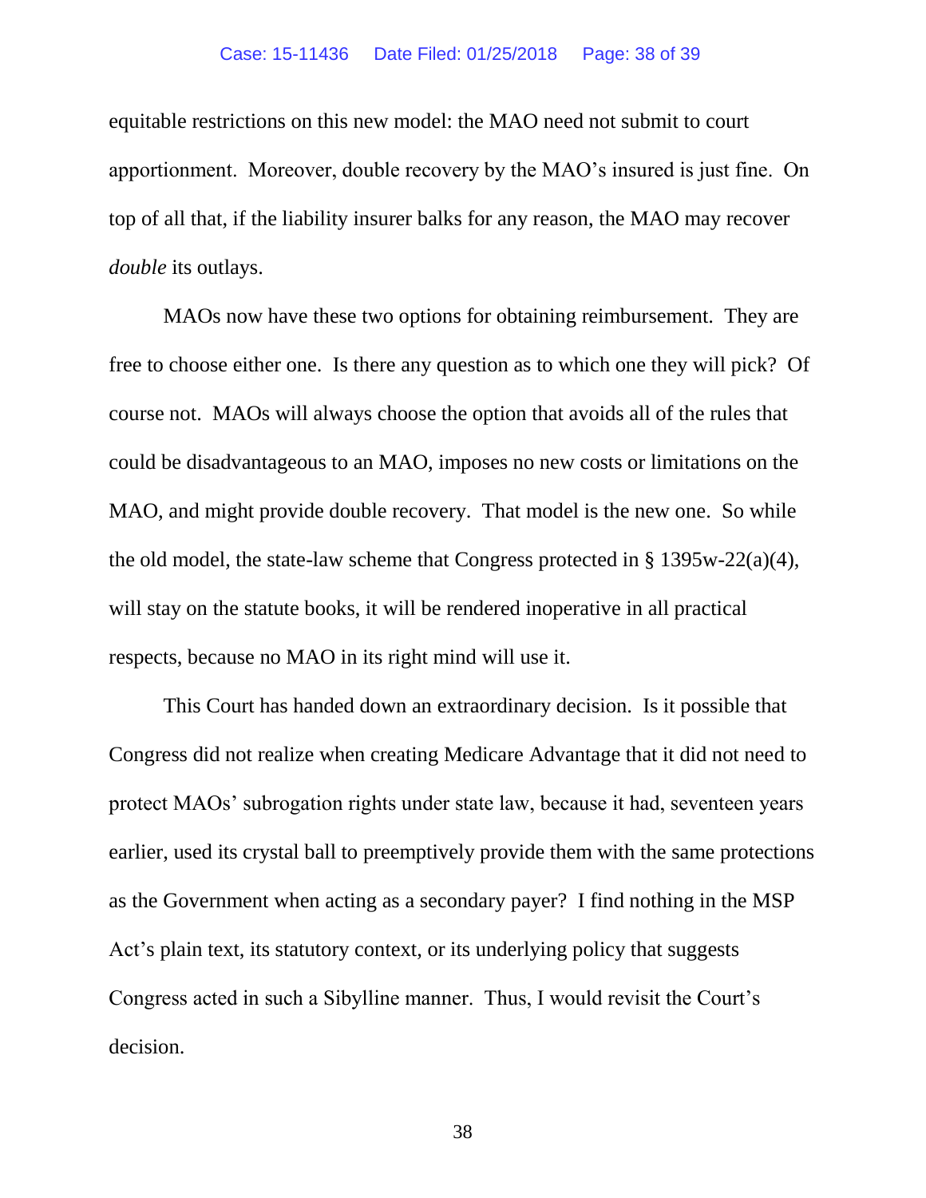equitable restrictions on this new model: the MAO need not submit to court apportionment. Moreover, double recovery by the MAO's insured is just fine. On top of all that, if the liability insurer balks for any reason, the MAO may recover *double* its outlays.

MAOs now have these two options for obtaining reimbursement. They are free to choose either one. Is there any question as to which one they will pick? Of course not. MAOs will always choose the option that avoids all of the rules that could be disadvantageous to an MAO, imposes no new costs or limitations on the MAO, and might provide double recovery. That model is the new one. So while the old model, the state-law scheme that Congress protected in § 1395w-22(a)(4), will stay on the statute books, it will be rendered inoperative in all practical respects, because no MAO in its right mind will use it.

This Court has handed down an extraordinary decision. Is it possible that Congress did not realize when creating Medicare Advantage that it did not need to protect MAOs' subrogation rights under state law, because it had, seventeen years earlier, used its crystal ball to preemptively provide them with the same protections as the Government when acting as a secondary payer? I find nothing in the MSP Act's plain text, its statutory context, or its underlying policy that suggests Congress acted in such a Sibylline manner. Thus, I would revisit the Court's decision.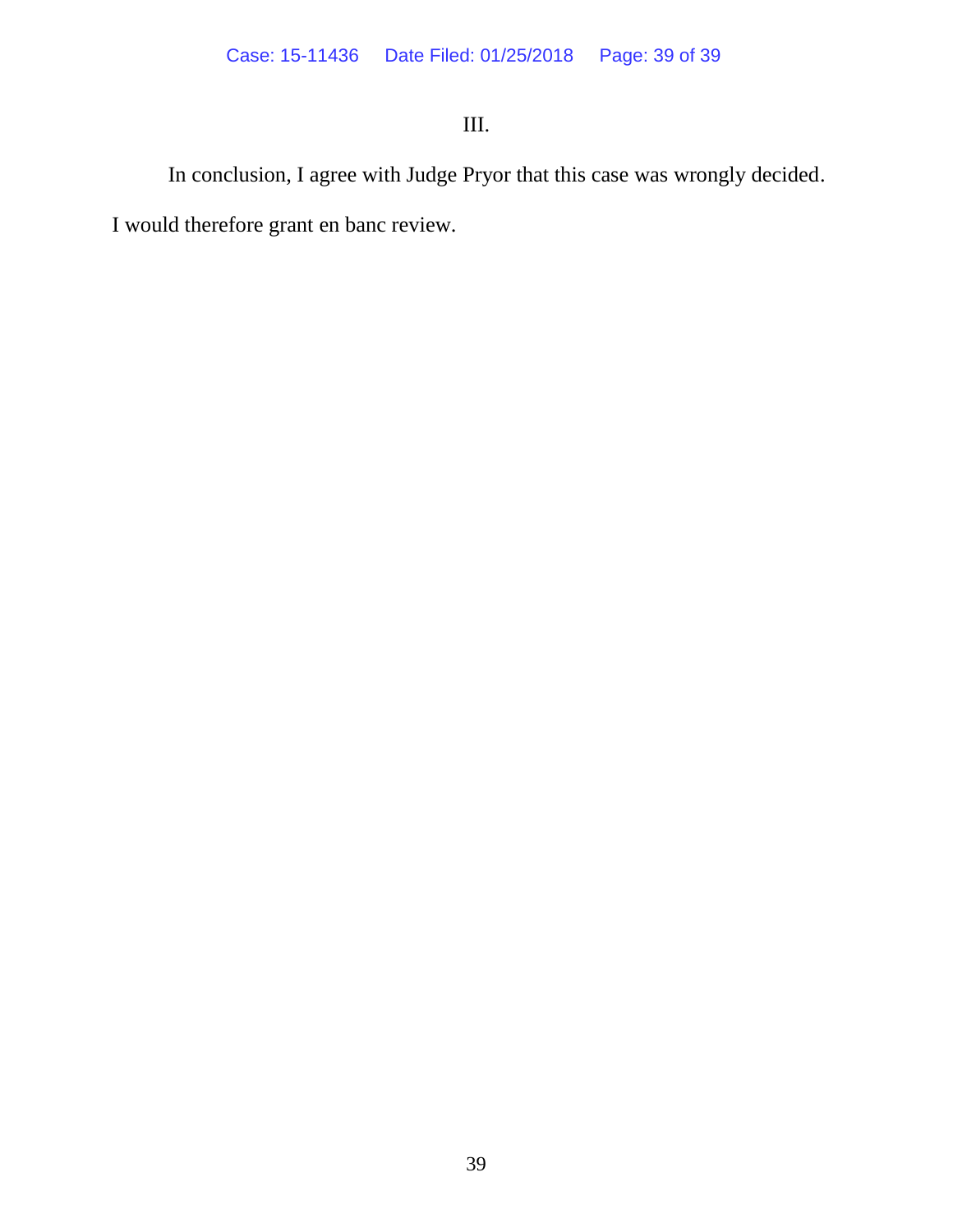III.

In conclusion, I agree with Judge Pryor that this case was wrongly decided. I would therefore grant en banc review.